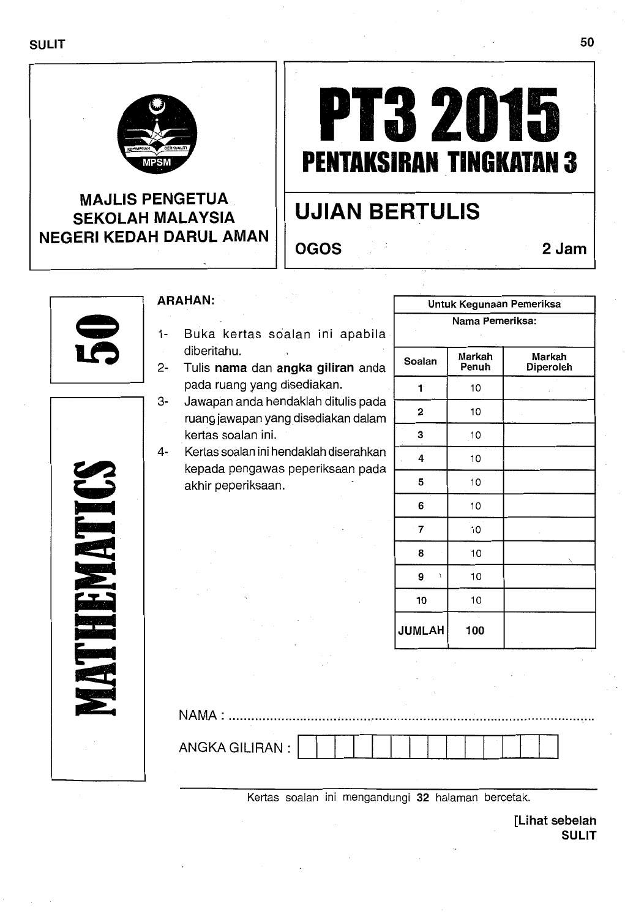SULIT

**MAJLIS PENGETUA SEKOLAH MALAYSIA NEGERI KEDAH DARUL AMAN**

# PT3 2015

## PENTAKSIRAN TINGKATAN 3

## UJIAN BERTULIS

**OGOS** **2 Jam**

**50**

**MATHEMATICS**

**ARAHAN:**

1- Buka kertas soalan ini apabila diberitahu.
2- Tulis **nama** dan **angka giliran** anda pada ruang yang disediakan.
3- Jawapan anda hendaklah ditulis pada ruang jawapan yang disediakan dalam kertas soalan ini.
4- Kertas soalan ini hendaklah diserahkan kepada pengawas peperiksaan pada akhir peperiksaan.

| Untuk Kegunaan Pemeriksa | | |
|---|---|---|
| Nama Pemeriksa: | | |
| Soalan | Markah Penuh | Markah Diperoleh |
| 1 | 10 | |
| 2 | 10 | |
| 3 | 10 | |
| 4 | 10 | |
| 5 | 10 | |
| 6 | 10 | |
| 7 | 10 | |
| 8 | 10 | |
| 9 | 10 | |
| 10 | 10 | |
| JUMLAH | 100 | |

NAMA : ..........................................................................................................

ANGKA GILIRAN : ☐☐☐☐☐☐☐☐☐☐☐☐☐☐

Kertas soalan ini mengandungi **32** halaman bercetak.

**[Lihat sebelah**
**SULIT**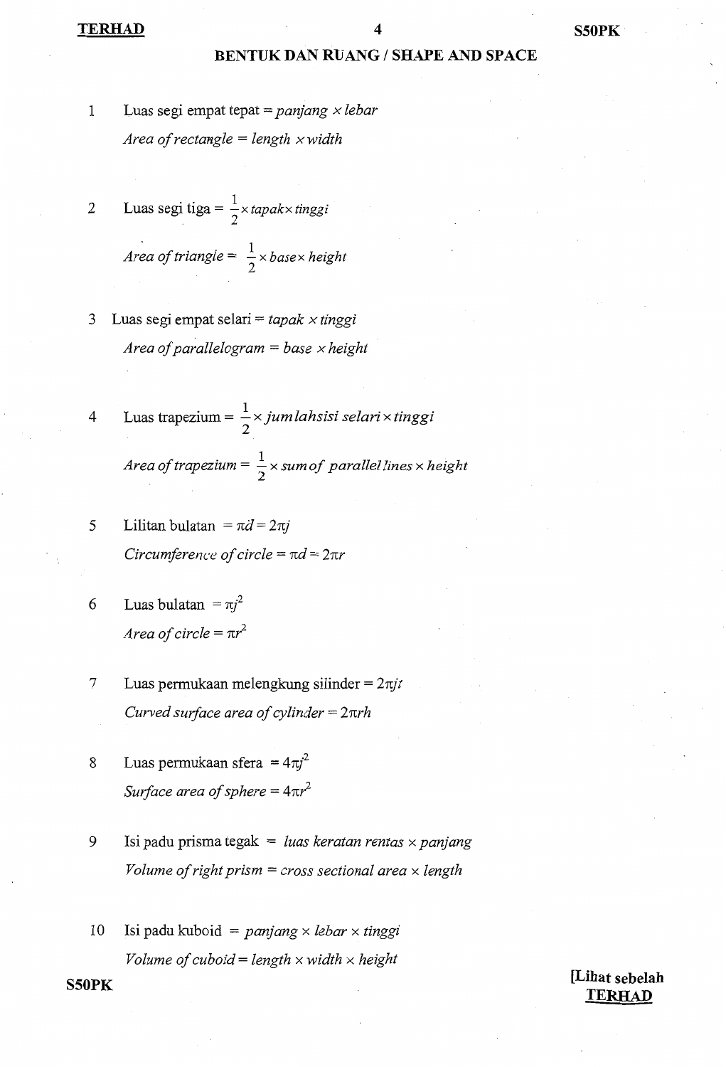## BENTUK DAN RUANG / SHAPE AND SPACE

1. Luas segi empat tepat = *panjang* $\times$ *lebar*

   *Area of rectangle = length* $\times$ *width*

2. Luas segi tiga = $\frac{1}{2} \times$ *tapak* $\times$ *tinggi*

   *Area of triangle* = $\frac{1}{2} \times$ *base* $\times$ *height*

3. Luas segi empat selari = *tapak* $\times$ *tinggi*

   *Area of parallelogram = base* $\times$ *height*

4. Luas trapezium = $\frac{1}{2} \times$ *jumlahsisi selari* $\times$ *tinggi*

   *Area of trapezium* = $\frac{1}{2} \times$ *sum of parallel lines* $\times$ *height*

5. Lilitan bulatan $= \pi d = 2\pi j$

   *Circumference of circle* $= \pi d = 2\pi r$

6. Luas bulatan $= \pi j^2$

   *Area of circle* $= \pi r^2$

7. Luas permukaan melengkung silinder $= 2\pi jt$

   *Curved surface area of cylinder* $= 2\pi rh$

8. Luas permukaan sfera $= 4\pi j^2$

   *Surface area of sphere* $= 4\pi r^2$

9. Isi padu prisma tegak = *luas keratan rentas* $\times$ *panjang*

   *Volume of right prism = cross sectional area* $\times$ *length*

10. Isi padu kuboid = *panjang* $\times$ *lebar* $\times$ *tinggi*

    *Volume of cuboid = length* $\times$ *width* $\times$ *height*

[Lihat sebelah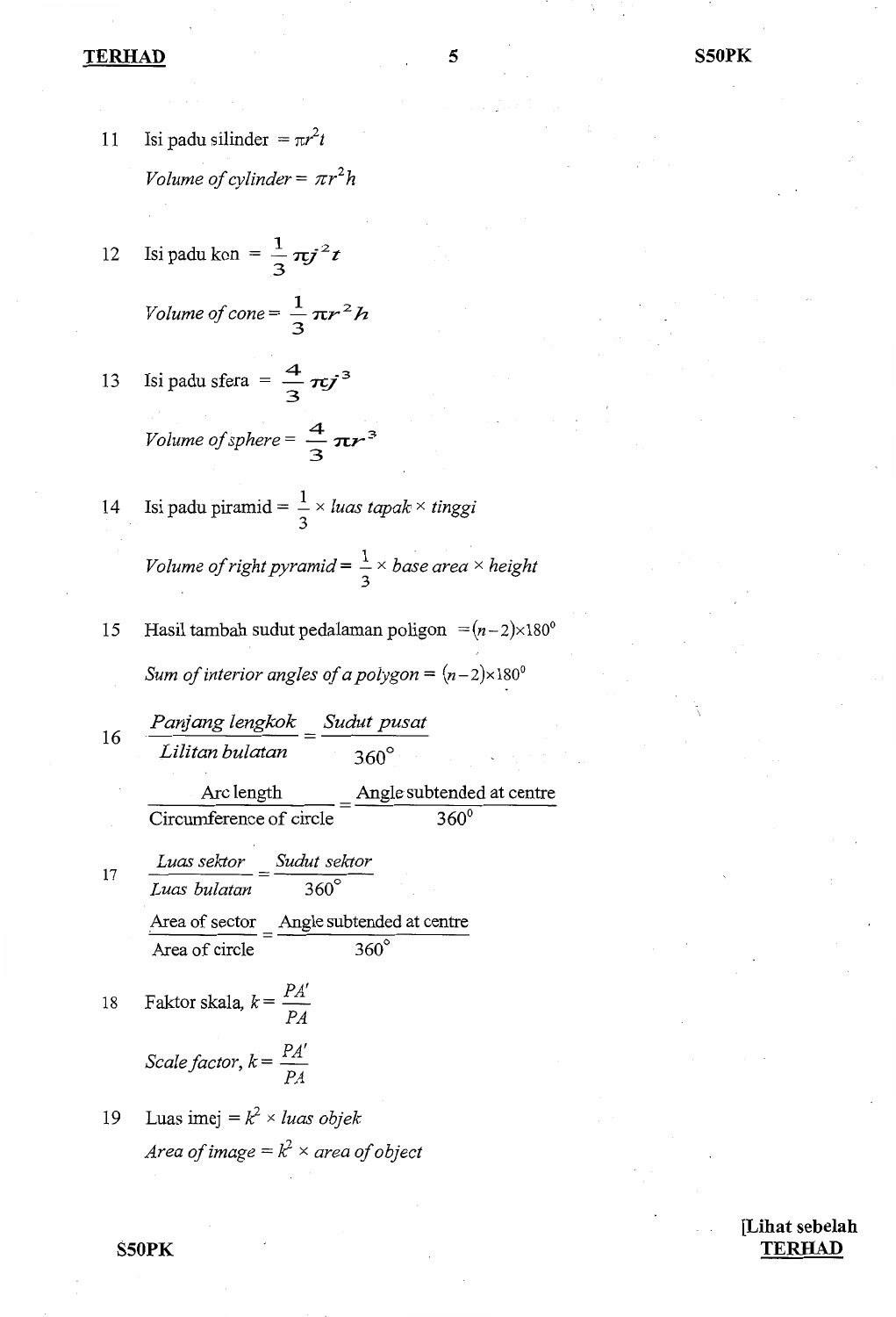11 Isi padu silinder $= \pi j^2 t$

*Volume of cylinder* $= \pi r^2 h$

12 Isi padu kon $= \frac{1}{3}\pi j^2 t$

*Volume of cone* $= \frac{1}{3}\pi r^2 h$

13 Isi padu sfera $= \frac{4}{3}\pi j^3$

*Volume of sphere* $= \frac{4}{3}\pi r^3$

14 Isi padu piramid $= \frac{1}{3} \times$ *luas tapak* $\times$ *tinggi*

*Volume of right pyramid* $= \frac{1}{3} \times$ *base area* $\times$ *height*

15 Hasil tambah sudut pedalaman poligon $= (n-2) \times 180^0$

*Sum of interior angles of a polygon* $= (n-2) \times 180^0$

16 $\dfrac{\textit{Panjang lengkok}}{\textit{Lilitan bulatan}} = \dfrac{\textit{Sudut pusat}}{360^\circ}$

$\dfrac{\text{Arc length}}{\text{Circumference of circle}} = \dfrac{\text{Angle subtended at centre}}{360^0}$

17 $\dfrac{\textit{Luas sektor}}{\textit{Luas bulatan}} = \dfrac{\textit{Sudut sektor}}{360^\circ}$

$\dfrac{\text{Area of sector}}{\text{Area of circle}} = \dfrac{\text{Angle subtended at centre}}{360^\circ}$

18 Faktor skala, $k = \dfrac{PA'}{PA}$

*Scale factor*, $k = \dfrac{PA'}{PA}$

19 Luas imej $= k^2 \times$ *luas objek*

*Area of image* $= k^2 \times$ *area of object*

[Lihat sebelah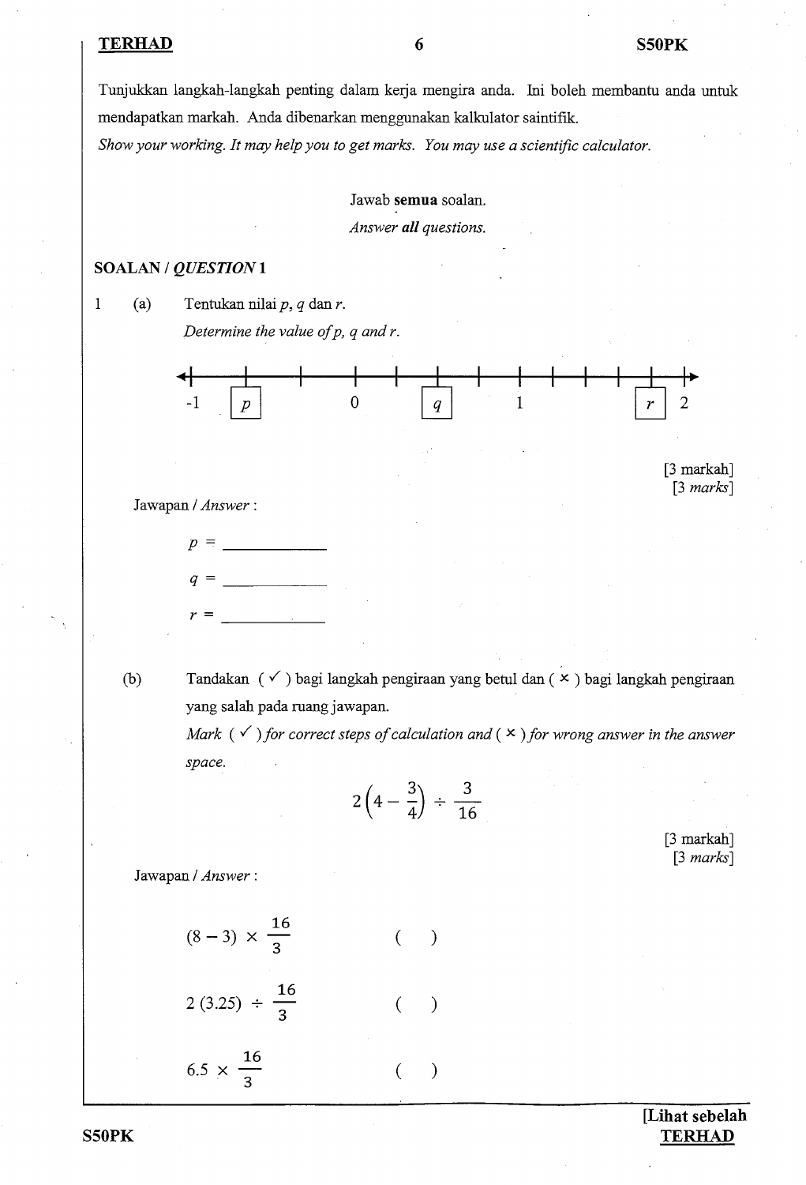Tunjukkan langkah-langkah penting dalam kerja mengira anda. Ini boleh membantu anda untuk mendapatkan markah. Anda dibenarkan menggunakan kalkulator saintifik.

*Show your working. It may help you to get marks. You may use a scientific calculator.*

Jawab **semua** soalan.

*Answer **all** questions.*

## SOALAN / *QUESTION* 1

1 (a) Tentukan nilai $p$, $q$ dan $r$.

*Determine the value of p, q and r.*

-1 &nbsp; [ $p$ ] &nbsp; 0 &nbsp; [ $q$ ] &nbsp; 1 &nbsp; [ $r$ ] &nbsp; 2

[3 markah]
[3 *marks*]

Jawapan / *Answer* :

$p$ = ____________

$q$ = ____________

$r$ = ____________

(b) Tandakan ( ✓ ) bagi langkah pengiraan yang betul dan ( × ) bagi langkah pengiraan yang salah pada ruang jawapan.

*Mark ( ✓ ) for correct steps of calculation and ( × ) for wrong answer in the answer space.*

$$2\left(4 - \frac{3}{4}\right) \div \frac{3}{16}$$

[3 markah]
[3 *marks*]

Jawapan / *Answer* :

$(8 - 3) \times \dfrac{16}{3}$ &nbsp;&nbsp;&nbsp;&nbsp; ( &nbsp; )

$2\,(3.25) \div \dfrac{16}{3}$ &nbsp;&nbsp;&nbsp;&nbsp; ( &nbsp; )

$6.5 \times \dfrac{16}{3}$ &nbsp;&nbsp;&nbsp;&nbsp; ( &nbsp; )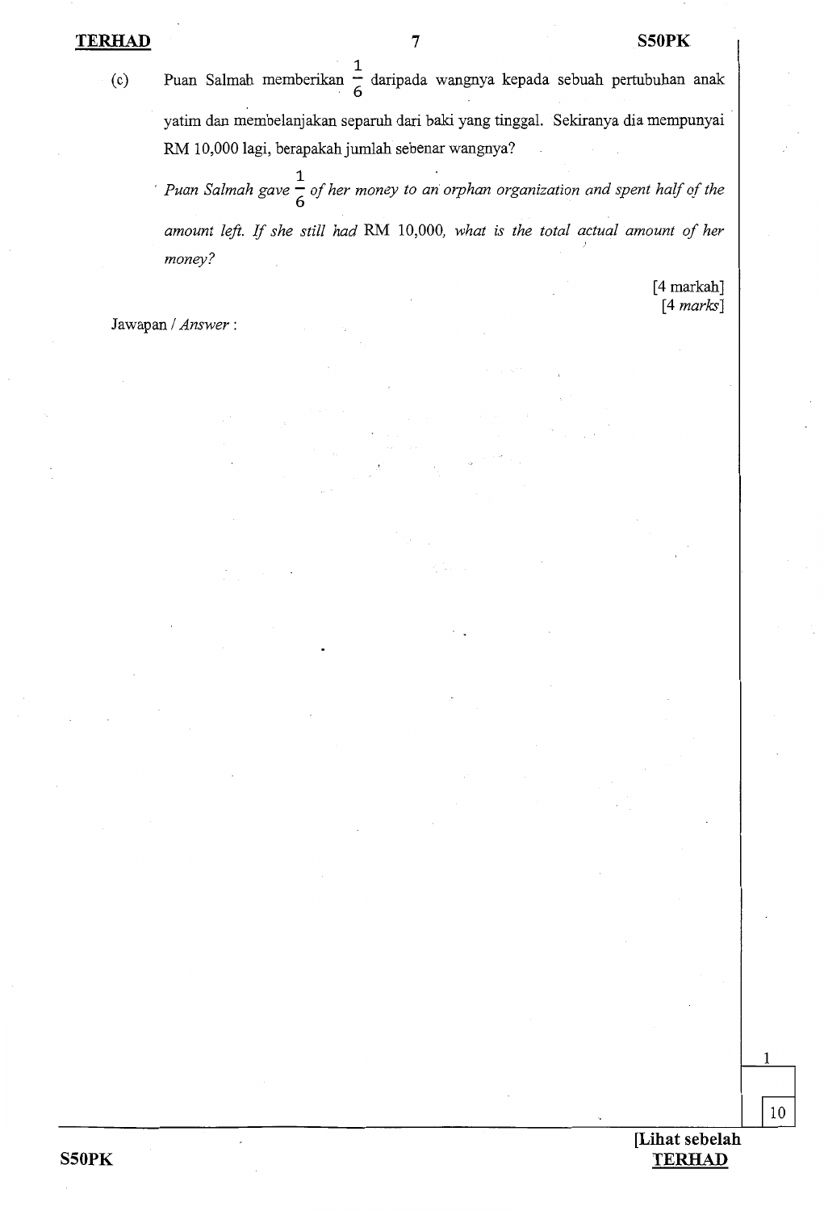(c) Puan Salmah memberikan $\frac{1}{6}$ daripada wangnya kepada sebuah pertubuhan anak yatim dan membelanjakan separuh dari baki yang tinggal. Sekiranya dia mempunyai RM 10,000 lagi, berapakah jumlah sebenar wangnya?

*Puan Salmah gave $\frac{1}{6}$ of her money to an orphan organization and spent half of the amount left. If she still had* RM 10,000, *what is the total actual amount of her money?*

[4 markah]
[4 *marks*]

Jawapan / *Answer* :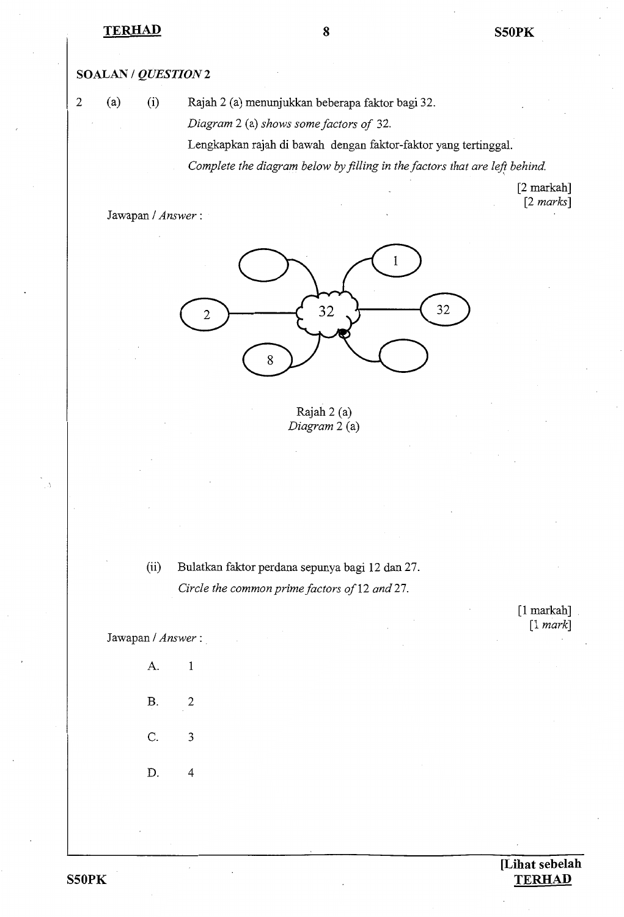**SOALAN / *QUESTION* 2**

2 (a) (i) Rajah 2 (a) menunjukkan beberapa faktor bagi 32.

*Diagram* 2 (a) *shows some factors of* 32.

Lengkapkan rajah di bawah dengan faktor-faktor yang tertinggal.

*Complete the diagram below by filling in the factors that are left behind.*

[2 markah]
[2 *marks*]

Jawapan / *Answer* :

Rajah 2 (a)
*Diagram* 2 (a)

(ii) Bulatkan faktor perdana sepunya bagi 12 dan 27.

*Circle the common prime factors of* 12 *and* 27.

[1 markah]
[1 *mark*]

Jawapan / *Answer* :

A. 1

B. 2

C. 3

D. 4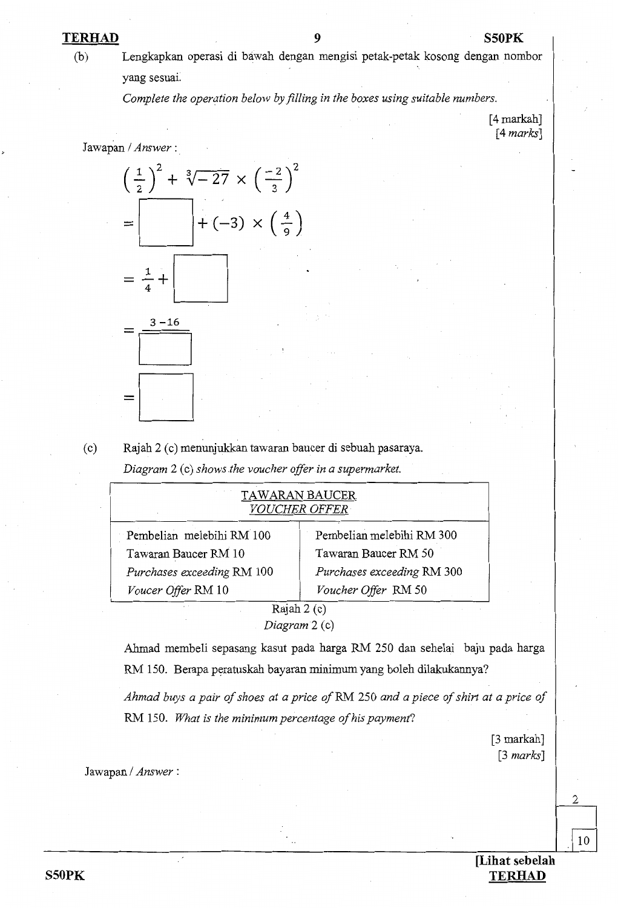(b) Lengkapkan operasi di bawah dengan mengisi petak-petak kosong dengan nombor yang sesuai.

*Complete the operation below by filling in the boxes using suitable numbers.*

[4 markah]
[4 *marks*]

Jawapan / *Answer* :

$$\left(\frac{1}{2}\right)^2 + \sqrt[3]{-27} \times \left(\frac{-2}{3}\right)^2$$

$$= \boxed{\phantom{00}} + (-3) \times \left(\frac{4}{9}\right)$$

$$= \frac{1}{4} + \boxed{\phantom{00}}$$

$$= \frac{3-16}{\boxed{\phantom{00}}}$$

$$= \boxed{\phantom{00}}$$

(c) Rajah 2 (c) menunjukkan tawaran baucer di sebuah pasaraya.

*Diagram 2 (c) shows the voucher offer in a supermarket.*

| TAWARAN BAUCER<br>*VOUCHER OFFER* | |
|---|---|
| Pembelian melebihi RM 100<br>Tawaran Baucer RM 10<br>*Purchases exceeding* RM 100<br>*Voucer Offer* RM 10 | Pembelian melebihi RM 300<br>Tawaran Baucer RM 50<br>*Purchases exceeding* RM 300<br>*Voucher Offer* RM 50 |

Rajah 2 (c)
*Diagram 2 (c)*

Ahmad membeli sepasang kasut pada harga RM 250 dan sehelai baju pada harga RM 150. Berapa peratuskah bayaran minimum yang boleh dilakukannya?

*Ahmad buys a pair of shoes at a price of* RM 250 *and a piece of shirt at a price of* RM 150. *What is the mininum percentage of his payment?*

[3 markah]
[3 *marks*]

Jawapan / *Answer* :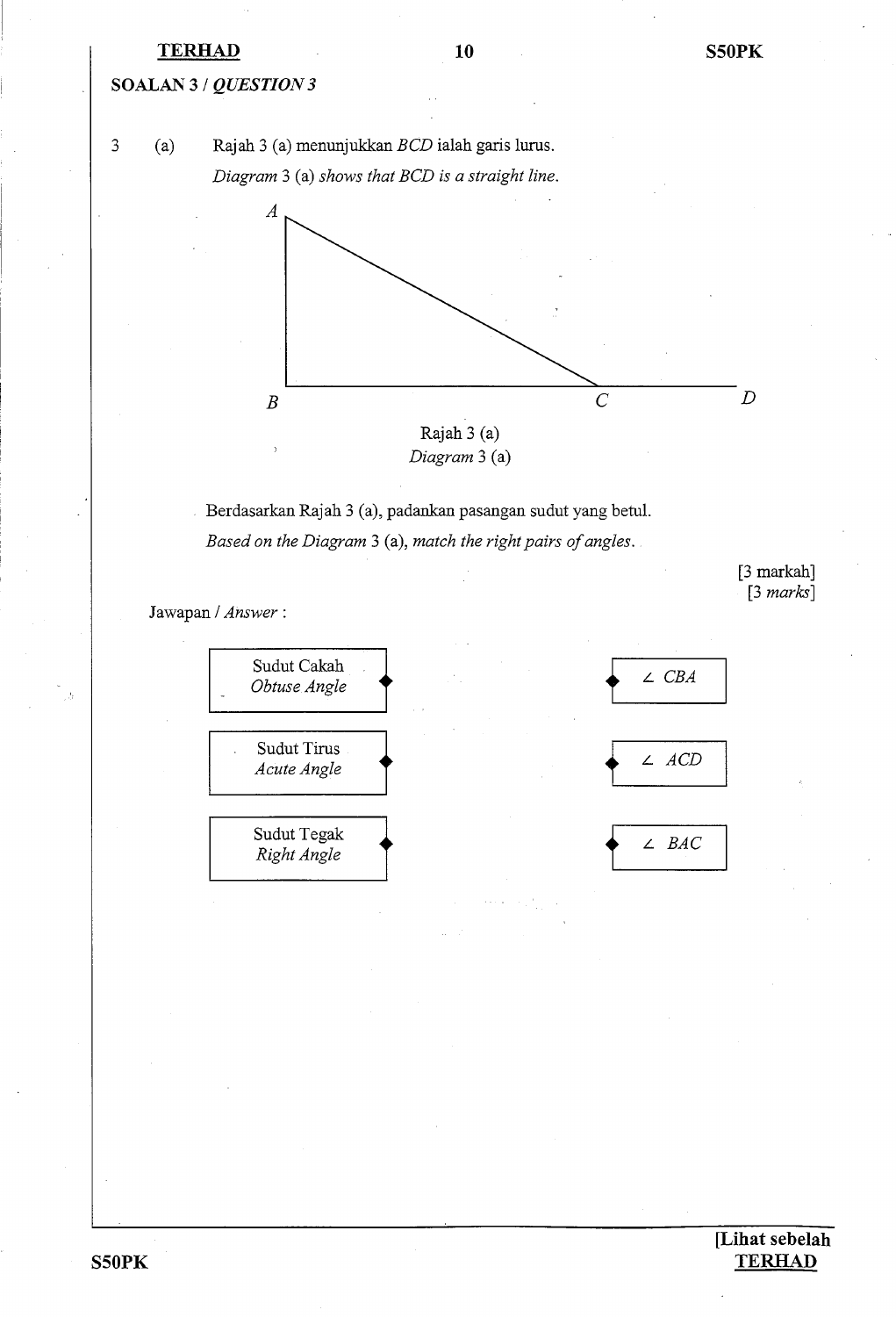**SOALAN 3 / *QUESTION 3***

3 (a) Rajah 3 (a) menunjukkan *BCD* ialah garis lurus.

*Diagram 3 (a) shows that BCD is a straight line.*

Rajah 3 (a)

*Diagram 3 (a)*

Berdasarkan Rajah 3 (a), padankan pasangan sudut yang betul.

*Based on the Diagram 3 (a), match the right pairs of angles.*

[3 markah]
[3 *marks*]

Jawapan / *Answer* :

| | |
|---|---|
| Sudut Cakah *Obtuse Angle* ◆ | ◆ $\angle$ *CBA* |
| Sudut Tirus *Acute Angle* ◆ | ◆ $\angle$ *ACD* |
| Sudut Tegak *Right Angle* ◆ | ◆ $\angle$ *BAC* |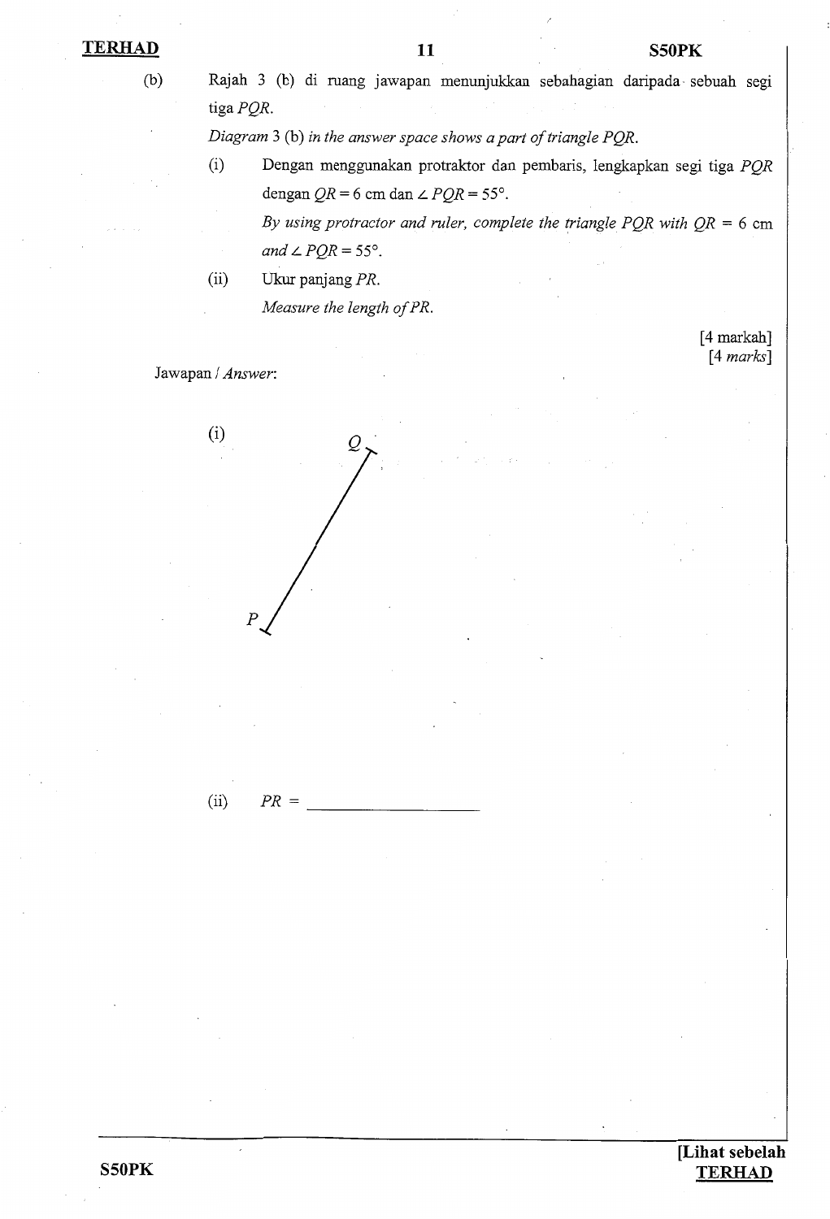(b) Rajah 3 (b) di ruang jawapan menunjukkan sebahagian daripada sebuah segi tiga $PQR$.

*Diagram 3 (b) in the answer space shows a part of triangle $PQR$.*

(i) Dengan menggunakan protraktor dan pembaris, lengkapkan segi tiga $PQR$ dengan $QR = 6$ cm dan $\angle PQR = 55°$.

*By using protractor and ruler, complete the triangle $PQR$ with $QR = 6$ cm and $\angle PQR = 55°$.*

(ii) Ukur panjang $PR$.

*Measure the length of $PR$.*

[4 markah]
[4 *marks*]

Jawapan / *Answer*:

(i)

Q

P

(ii) $PR =$ ________________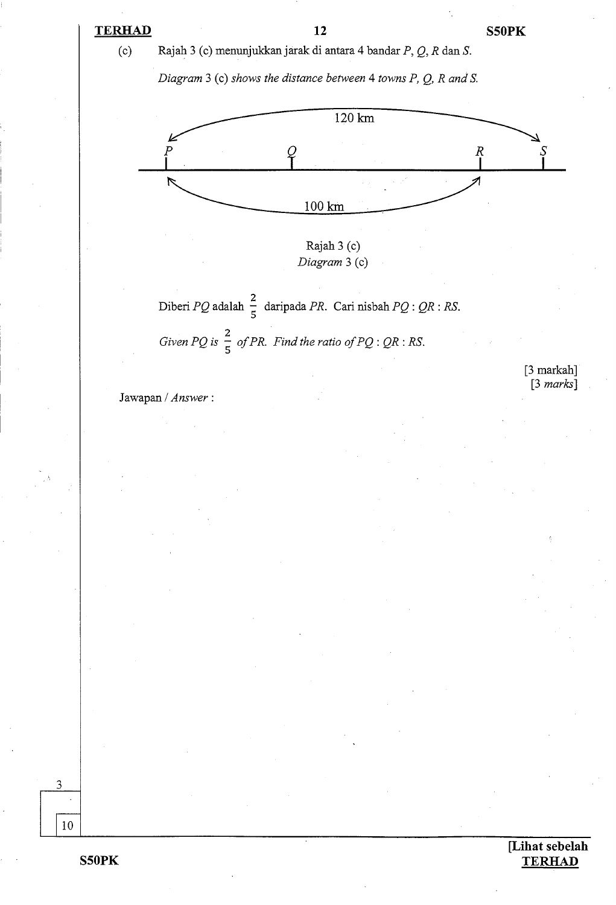(c) Rajah 3 (c) menunjukkan jarak di antara 4 bandar $P$, $Q$, $R$ dan $S$.

*Diagram* 3 (c) *shows the distance between* 4 *towns P, Q, R and S.*

120 km

P Q R S

100 km

Rajah 3 (c)
*Diagram* 3 (c)

Diberi $PQ$ adalah $\frac{2}{5}$ daripada $PR$. Cari nisbah $PQ : QR : RS$.

*Given PQ is* $\frac{2}{5}$ *of PR. Find the ratio of PQ : QR : RS.*

[3 markah]
[3 *marks*]

Jawapan / *Answer* :

3

10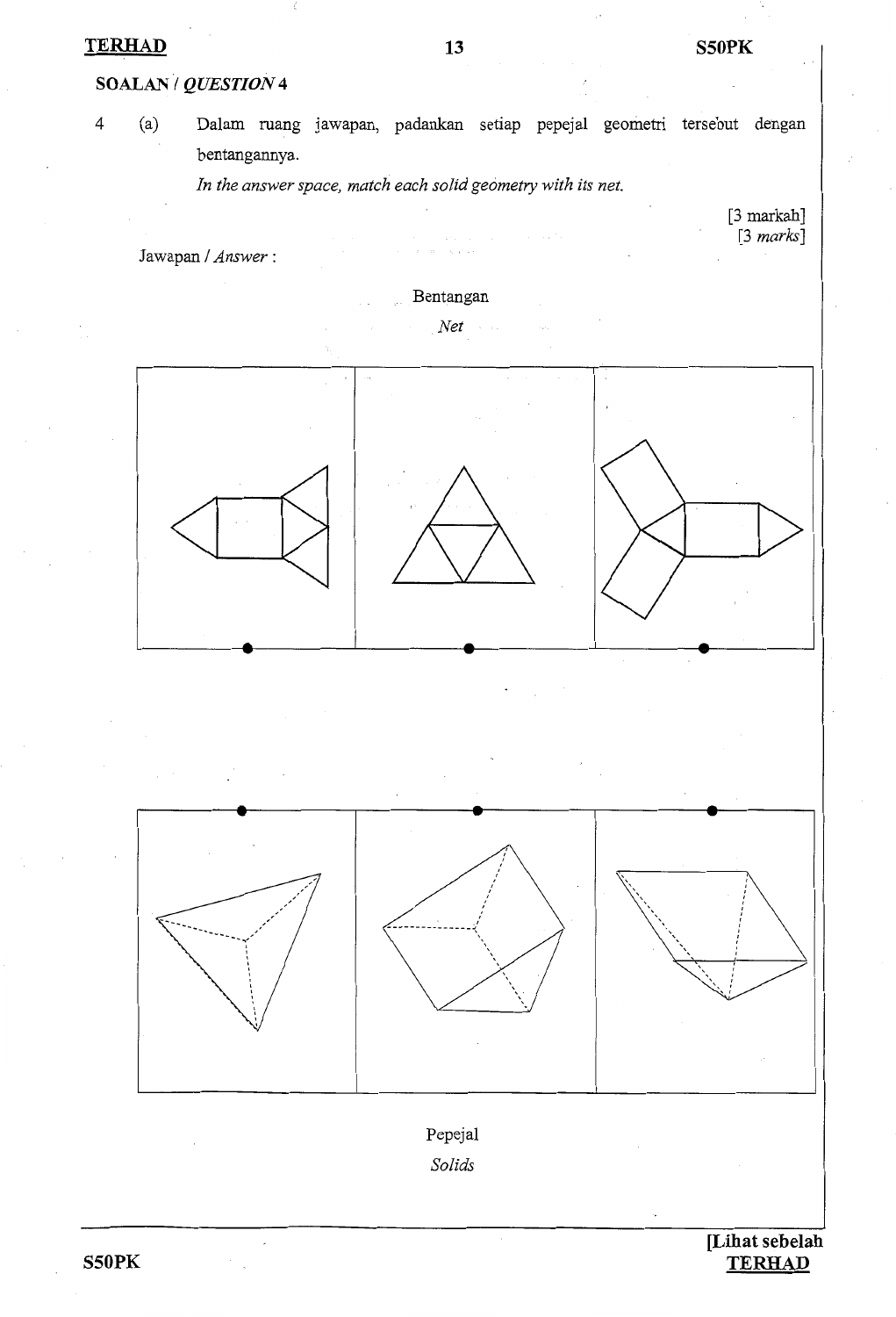## SOALAN / *QUESTION* 4

4 (a) Dalam ruang jawapan, padankan setiap pepejal geometri tersebut dengan bentangannya.

*In the answer space, match each solid geometry with its net.*

[3 markah]
[3 *marks*]

Jawapan / *Answer* :

Bentangan
*Net*

Pepejal
*Solids*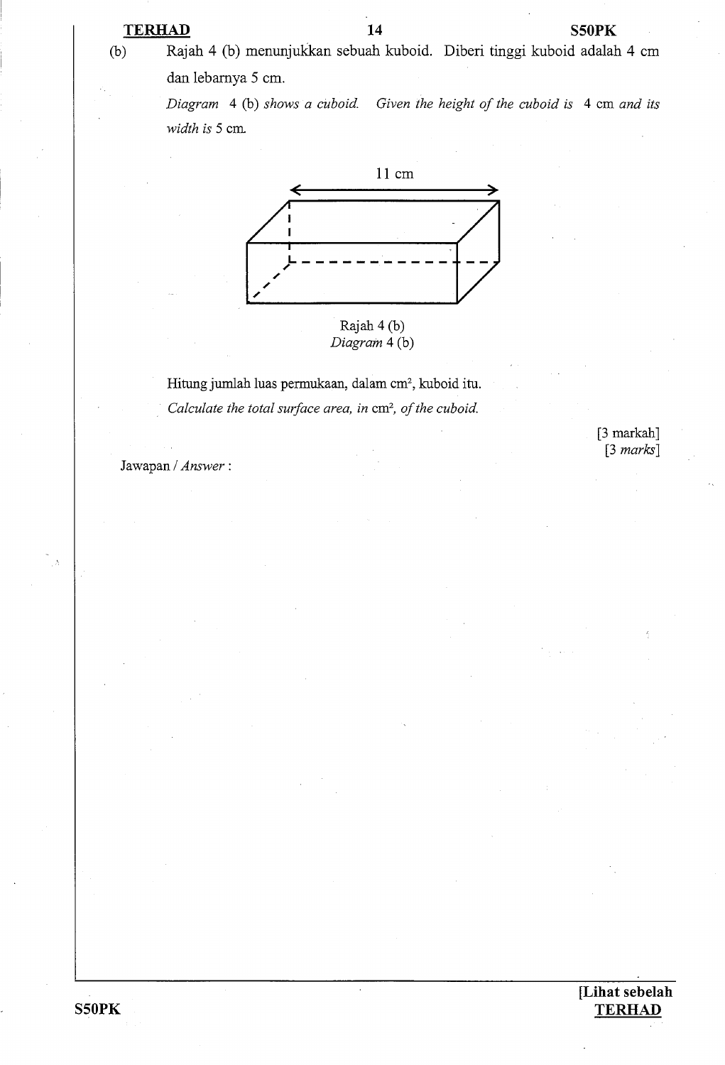(b) Rajah 4 (b) menunjukkan sebuah kuboid. Diberi tinggi kuboid adalah 4 cm dan lebarnya 5 cm.

*Diagram* 4 (b) *shows a cuboid. Given the height of the cuboid is* 4 cm *and its width is* 5 cm.

11 cm

Rajah 4 (b)
*Diagram* 4 (b)

Hitung jumlah luas permukaan, dalam cm², kuboid itu.

*Calculate the total surface area, in* cm², *of the cuboid.*

[3 markah]
[3 *marks*]

Jawapan / *Answer* :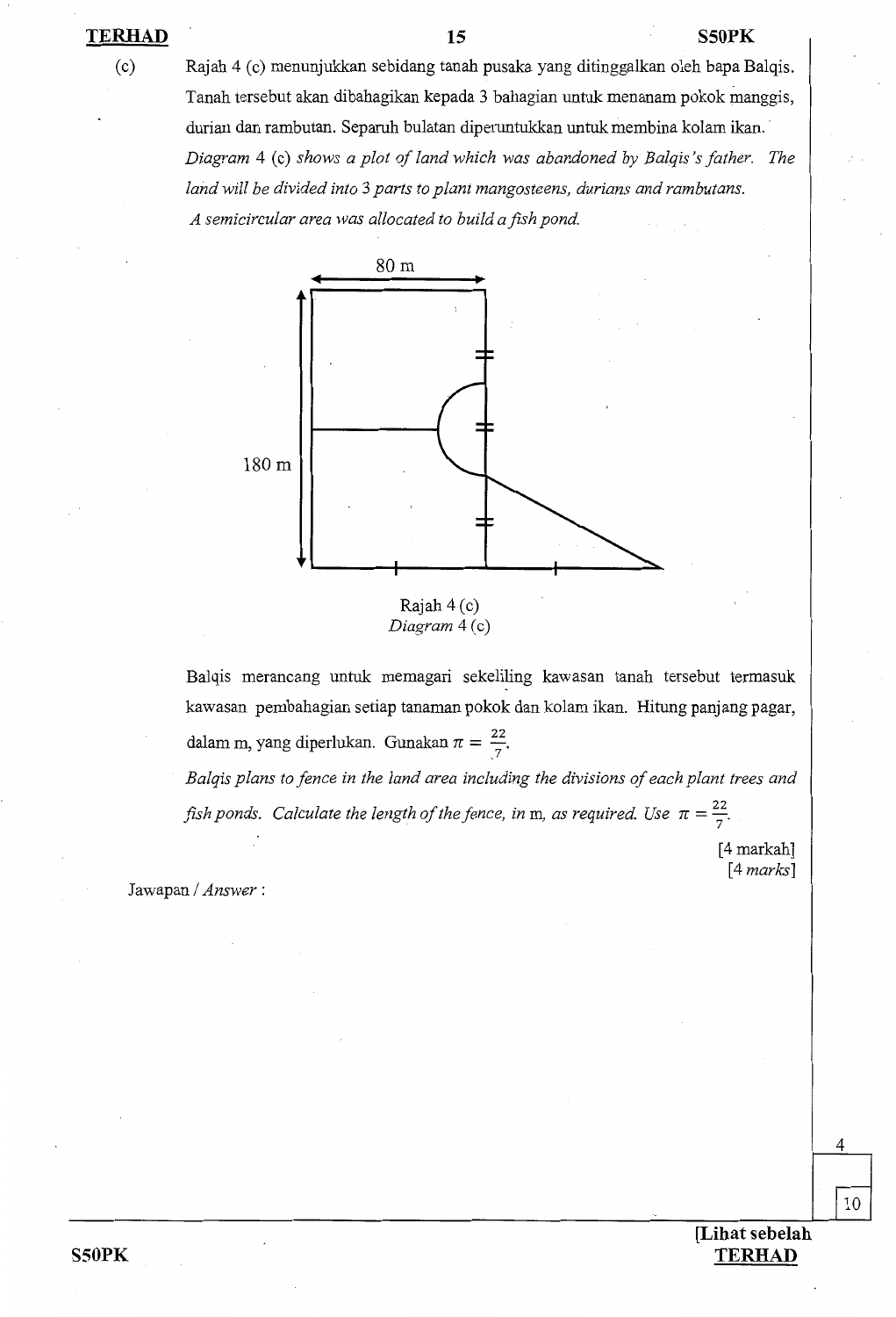(c) Rajah 4 (c) menunjukkan sebidang tanah pusaka yang ditinggalkan oleh bapa Balqis. Tanah tersebut akan dibahagikan kepada 3 bahagian untuk menanam pokok manggis, durian dan rambutan. Separuh bulatan diperuntukkan untuk membina kolam ikan.

*Diagram 4 (c) shows a plot of land which was abandoned by Balqis's father. The land will be divided into 3 parts to plant mangosteens, durians and rambutans. A semicircular area was allocated to build a fish pond.*

80 m

180 m

Rajah 4 (c)
*Diagram 4 (c)*

Balqis merancang untuk memagari sekeliling kawasan tanah tersebut termasuk kawasan pembahagian setiap tanaman pokok dan kolam ikan. Hitung panjang pagar, dalam m, yang diperlukan. Gunakan $\pi = \frac{22}{7}$.

*Balqis plans to fence in the land area including the divisions of each plant trees and fish ponds. Calculate the length of the fence, in m, as required. Use* $\pi = \frac{22}{7}$.

[4 markah]
[*4 marks*]

Jawapan / *Answer* :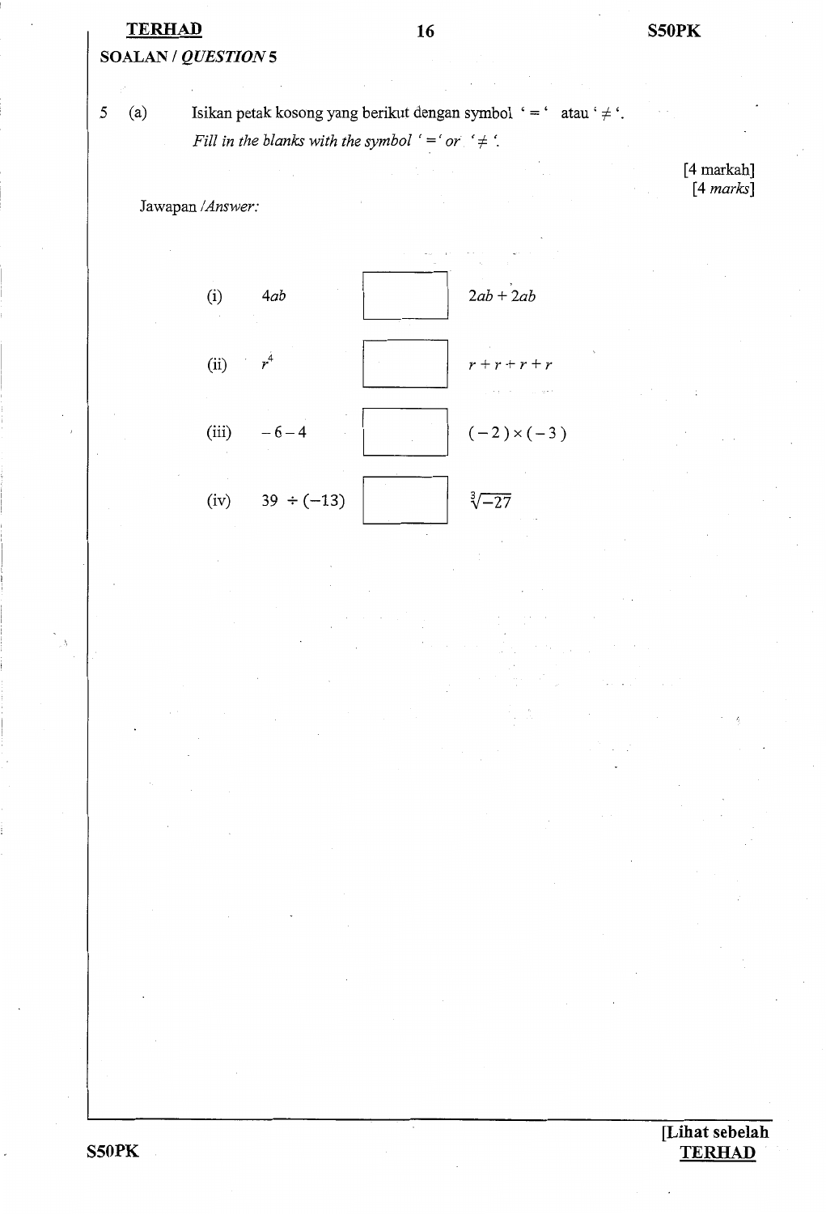**SOALAN / *QUESTION* 5**

5 (a) Isikan petak kosong yang berikut dengan symbol ' = ' atau ' ≠ '.

*Fill in the blanks with the symbol ' = ' or ' ≠ '.*

[4 markah]
[4 *marks*]

Jawapan /*Answer:*

| | | | |
|---|---|---|---|
| (i) | $4ab$ | ☐ | $2ab + 2ab$ |
| (ii) | $r^4$ | ☐ | $r + r + r + r$ |
| (iii) | $-6 - 4$ | ☐ | $(-2) \times (-3)$ |
| (iv) | $39 \div (-13)$ | ☐ | $\sqrt[3]{-27}$ |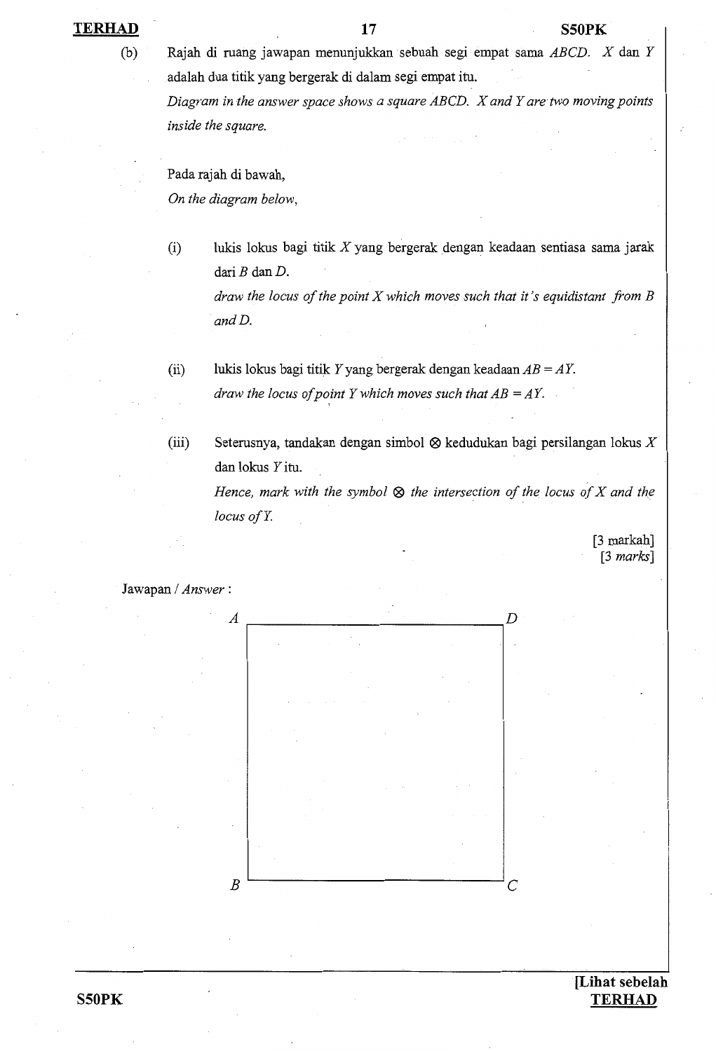(b) Rajah di ruang jawapan menunjukkan sebuah segi empat sama $ABCD$. $X$ dan $Y$ adalah dua titik yang bergerak di dalam segi empat itu.

*Diagram in the answer space shows a square $ABCD$. $X$ and $Y$ are two moving points inside the square.*

Pada rajah di bawah,

*On the diagram below,*

(i) lukis lokus bagi titik $X$ yang bergerak dengan keadaan sentiasa sama jarak dari $B$ dan $D$.

*draw the locus of the point $X$ which moves such that it's equidistant from $B$ and $D$.*

(ii) lukis lokus bagi titik $Y$ yang bergerak dengan keadaan $AB = AY$.

*draw the locus of point $Y$ which moves such that $AB = AY$.*

(iii) Seterusnya, tandakan dengan simbol ⊗ kedudukan bagi persilangan lokus $X$ dan lokus $Y$ itu.

*Hence, mark with the symbol ⊗ the intersection of the locus of $X$ and the locus of $Y$.*

[3 markah]
[3 *marks*]

Jawapan / *Answer* :

A ──────────── D

B ──────────── C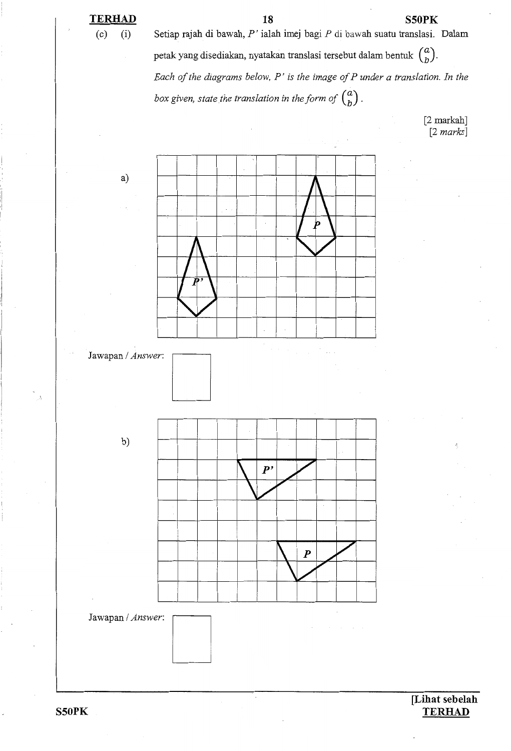(c) (i) Setiap rajah di bawah, *P'* ialah imej bagi *P* di bawah suatu translasi. Dalam petak yang disediakan, nyatakan translasi tersebut dalam bentuk $\begin{pmatrix} a \\ b \end{pmatrix}$.

*Each of the diagrams below, P' is the image of P under a translation. In the box given, state the translation in the form of* $\begin{pmatrix} a \\ b \end{pmatrix}$.

[2 markah]
[2 *marks*]

a)

Jawapan / *Answer*:

b)

Jawapan / *Answer*: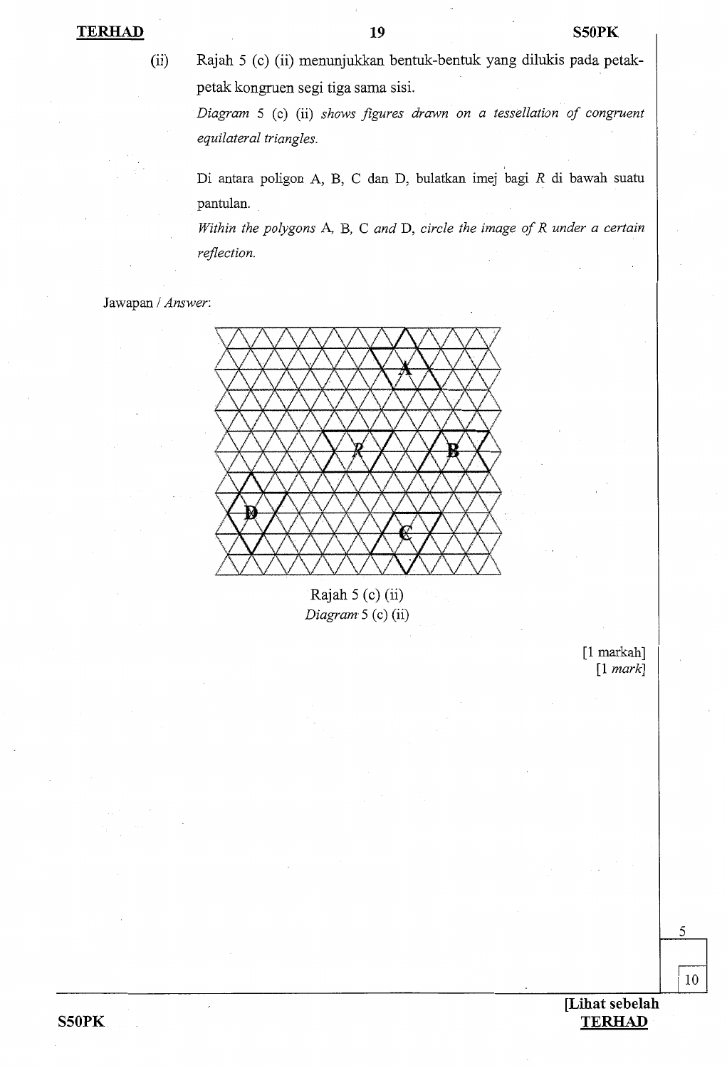(ii) Rajah 5 (c) (ii) menunjukkan bentuk-bentuk yang dilukis pada petak-petak kongruen segi tiga sama sisi.

*Diagram* 5 (c) (ii) *shows figures drawn on a tessellation of congruent equilateral triangles.*

Di antara poligon A, B, C dan D, bulatkan imej bagi *R* di bawah suatu pantulan.

*Within the polygons* A, B, C *and* D, *circle the image of R under a certain reflection.*

Jawapan / *Answer*:

Rajah 5 (c) (ii)
*Diagram* 5 (c) (ii)

[1 markah]
[1 *mark*]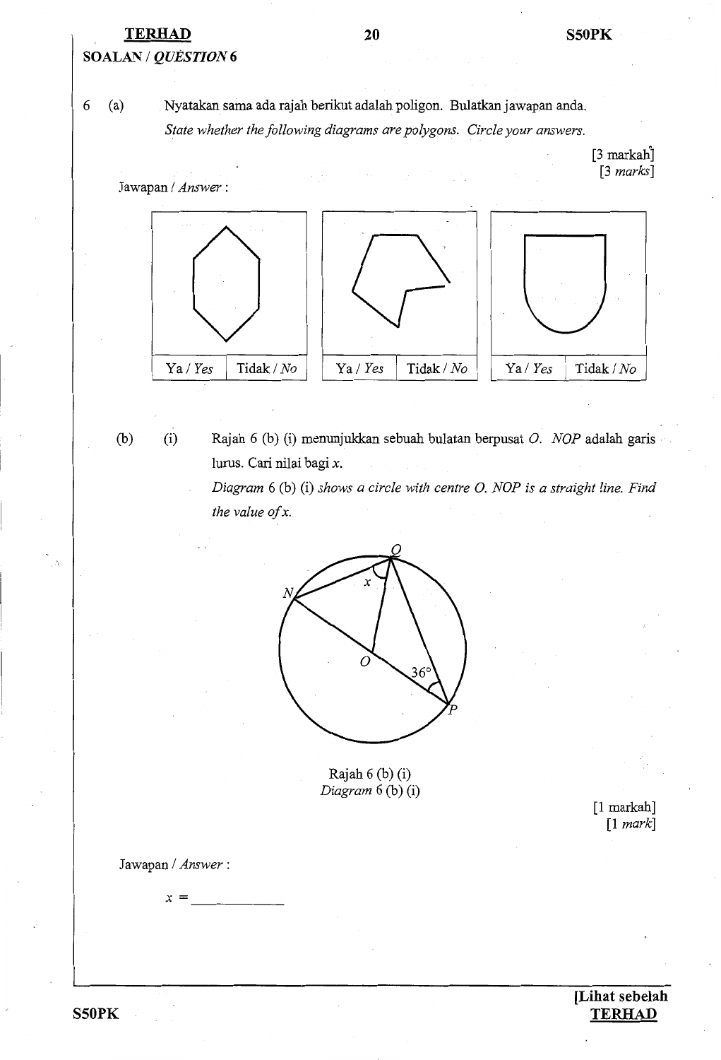## SOALAN / *QUESTION* 6

6 (a) Nyatakan sama ada rajah berikut adalah poligon. Bulatkan jawapan anda.

*State whether the following diagrams are polygons. Circle your answers.*

[3 markah]
[3 *marks*]

Jawapan / *Answer* :

| Ya / *Yes* | Tidak / *No* | Ya / *Yes* | Tidak / *No* | Ya / *Yes* | Tidak / *No* |
|---|---|---|---|---|---|

(b) (i) Rajah 6 (b) (i) menunjukkan sebuah bulatan berpusat *O*. *NOP* adalah garis lurus. Cari nilai bagi *x*.

*Diagram* 6 (b) (i) *shows a circle with centre O. NOP is a straight line. Find the value of x.*

Rajah 6 (b) (i)
*Diagram* 6 (b) (i)

[1 markah]
[1 *mark*]

Jawapan / *Answer* :

$x =$ ____________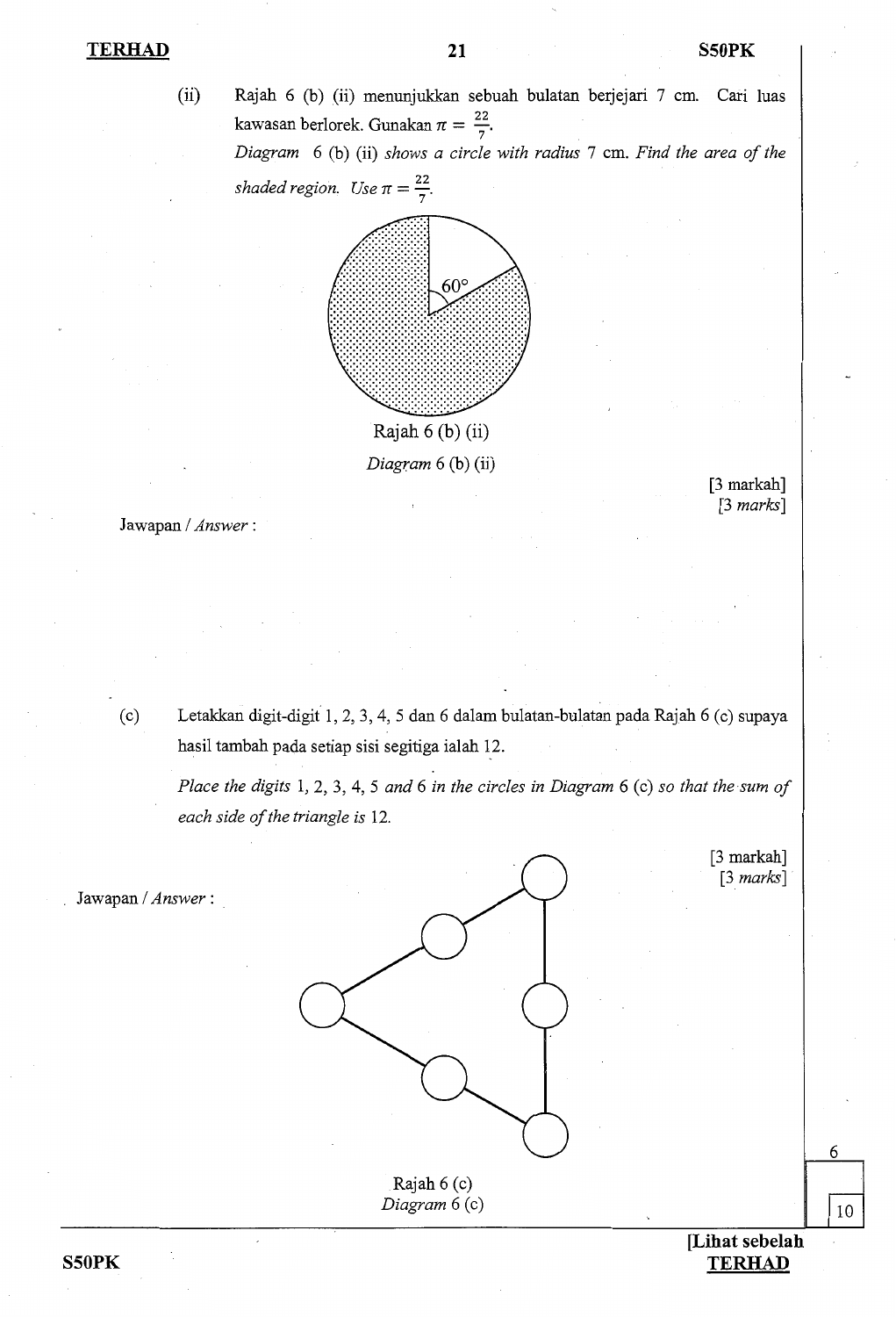(ii) Rajah 6 (b) (ii) menunjukkan sebuah bulatan berjejari 7 cm. Cari luas kawasan berlorek. Gunakan $\pi = \frac{22}{7}$.

*Diagram* 6 (b) (ii) *shows a circle with radius* 7 cm. *Find the area of the shaded region. Use* $\pi = \frac{22}{7}$.

60°

Rajah 6 (b) (ii)

*Diagram* 6 (b) (ii)

[3 markah]
[3 *marks*]

Jawapan / *Answer* :

(c) Letakkan digit-digit 1, 2, 3, 4, 5 dan 6 dalam bulatan-bulatan pada Rajah 6 (c) supaya hasil tambah pada setiap sisi segitiga ialah 12.

*Place the digits* 1, 2, 3, 4, 5 *and* 6 *in the circles in Diagram* 6 (c) *so that the sum of each side of the triangle is* 12.

[3 markah]
[3 *marks*]

Jawapan / *Answer* :

Rajah 6 (c)

*Diagram* 6 (c)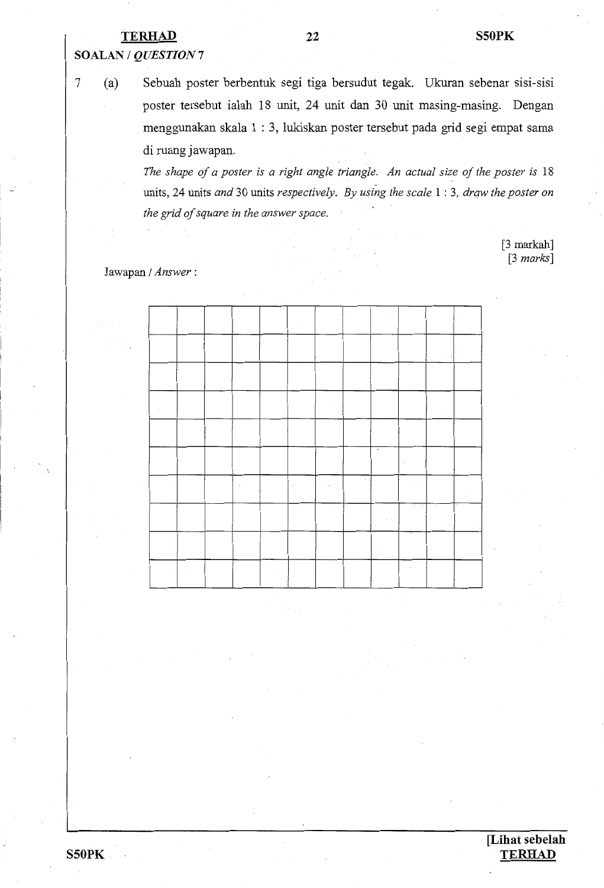**SOALAN / *QUESTION* 7**

7 (a) Sebuah poster berbentuk segi tiga bersudut tegak. Ukuran sebenar sisi-sisi poster tersebut ialah 18 unit, 24 unit dan 30 unit masing-masing. Dengan menggunakan skala 1 : 3, lukiskan poster tersebut pada grid segi empat sama di ruang jawapan.

*The shape of a poster is a right angle triangle. An actual size of the poster is* 18 units, 24 units *and* 30 units *respectively. By using the scale* 1 : 3, *draw the poster on the grid of square in the answer space.*

[3 markah]
[*3 marks*]

Jawapan / *Answer* :

| | | | | | | | | | | | |
|---|---|---|---|---|---|---|---|---|---|---|---|
| | | | | | | | | | | | |
| | | | | | | | | | | | |
| | | | | | | | | | | | |
| | | | | | | | | | | | |
| | | | | | | | | | | | |
| | | | | | | | | | | | |
| | | | | | | | | | | | |
| | | | | | | | | | | | |
| | | | | | | | | | | | |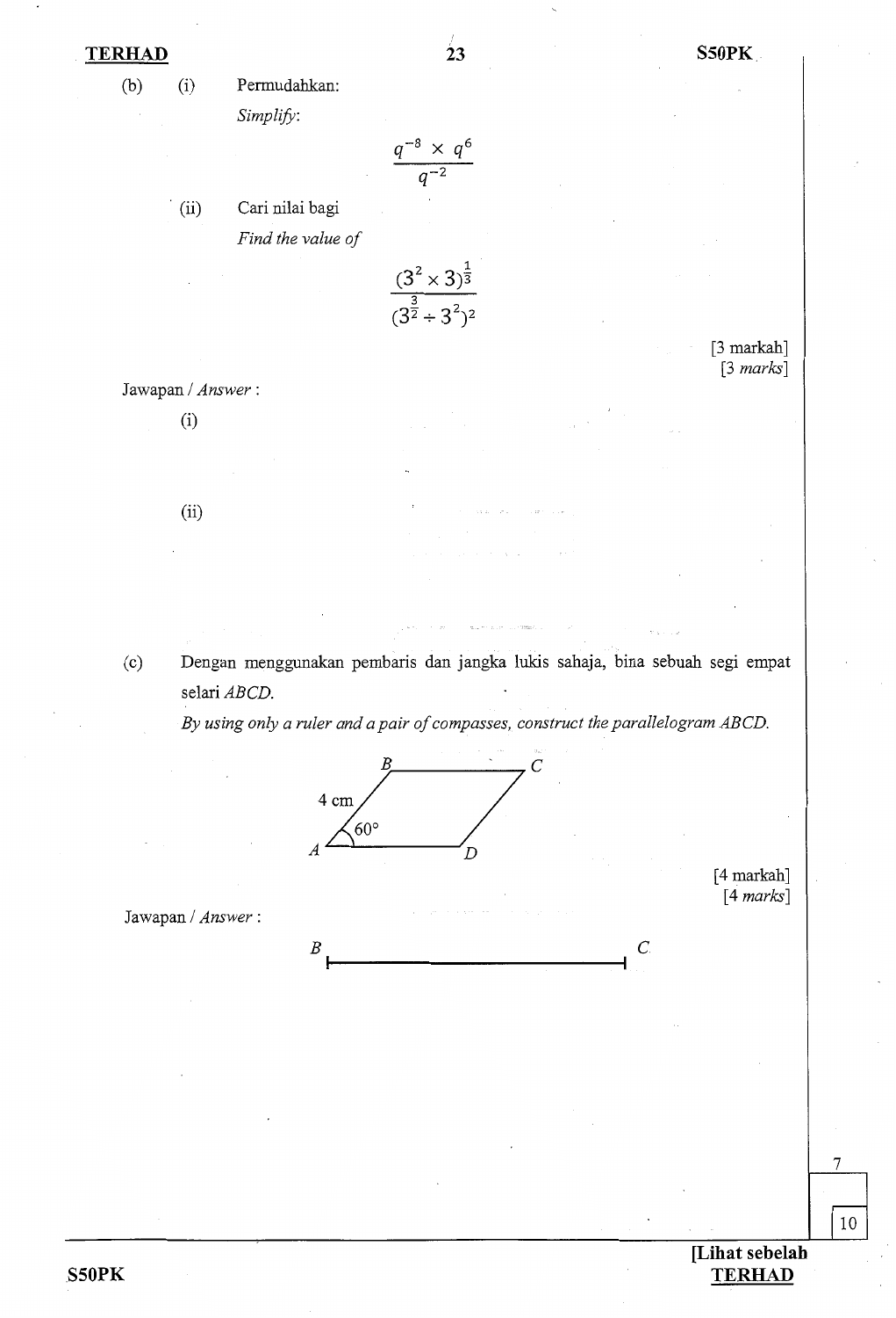(b) (i) Permudahkan:

*Simplify*:

$$\frac{q^{-8} \times q^{6}}{q^{-2}}$$

(ii) Cari nilai bagi

*Find the value of*

$$\frac{(3^2 \times 3)^{\frac{1}{3}}}{(3^{\frac{3}{2}} \div 3^2)^2}$$

[3 markah]
[3 *marks*]

Jawapan / *Answer* :

(i)

(ii)

(c) Dengan menggunakan pembaris dan jangka lukis sahaja, bina sebuah segi empat selari *ABCD*.

*By using only a ruler and a pair of compasses, construct the parallelogram ABCD.*

B, C, A, D, 4 cm, 60°

[4 markah]
[4 *marks*]

Jawapan / *Answer* :

B C

7

10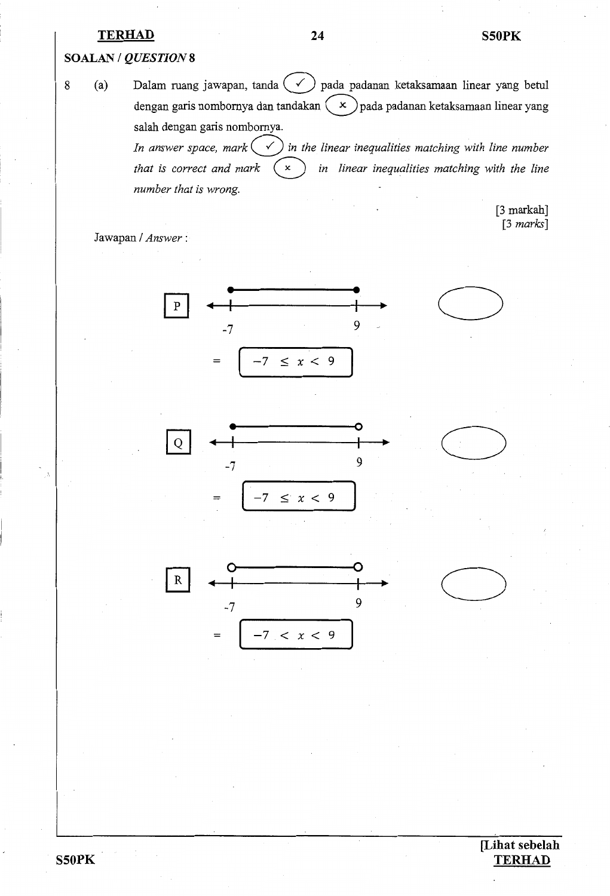**SOALAN / *QUESTION* 8**

8 (a) Dalam ruang jawapan, tanda (✓) pada padanan ketaksamaan linear yang betul dengan garis nombornya dan tandakan (×) pada padanan ketaksamaan linear yang salah dengan garis nombornya.

*In answer space, mark* (✓) *in the linear inequalities matching with line number that is correct and mark* (×) *in linear inequalities matching with the line number that is wrong.*

[3 markah]
[3 *marks*]

Jawapan / *Answer* :

**P** Number line from -7 (filled dot) to 9 (filled dot) ( )

= $-7 \leq x < 9$

**Q** Number line from -7 (filled dot) to 9 (open dot) ( )

= $-7 \leq x < 9$

**R** Number line from -7 (open dot) to 9 (open dot) ( )

= $-7 < x < 9$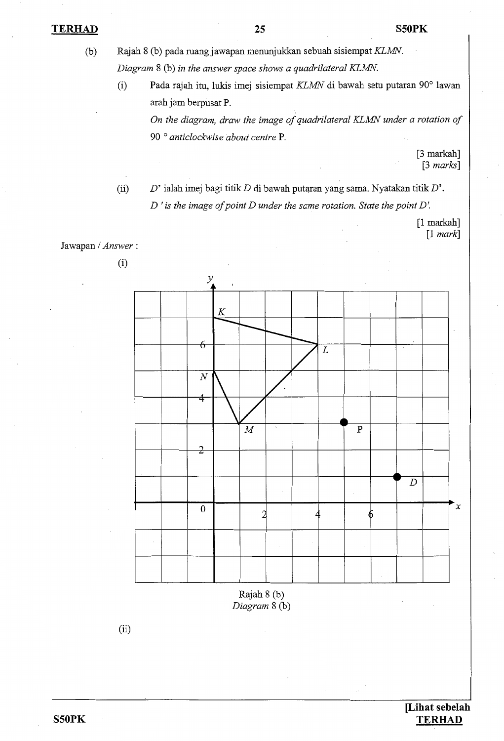(b) Rajah 8 (b) pada ruang jawapan menunjukkan sebuah sisiempat *KLMN*.

*Diagram* 8 (b) *in the answer space shows a quadrilateral KLMN.*

(i) Pada rajah itu, lukis imej sisiempat *KLMN* di bawah satu putaran 90° lawan arah jam berpusat P.

*On the diagram, draw the image of quadrilateral KLMN under a rotation of 90 ° anticlockwise about centre* P.

[3 markah]
[3 *marks*]

(ii) $D'$ ialah imej bagi titik $D$ di bawah putaran yang sama. Nyatakan titik $D'$.

*$D'$ is the image of point D under the same rotation. State the point $D'$.*

[1 markah]
[1 *mark*]

Jawapan / *Answer* :

(i)

Rajah 8 (b)
*Diagram* 8 (b)

(ii)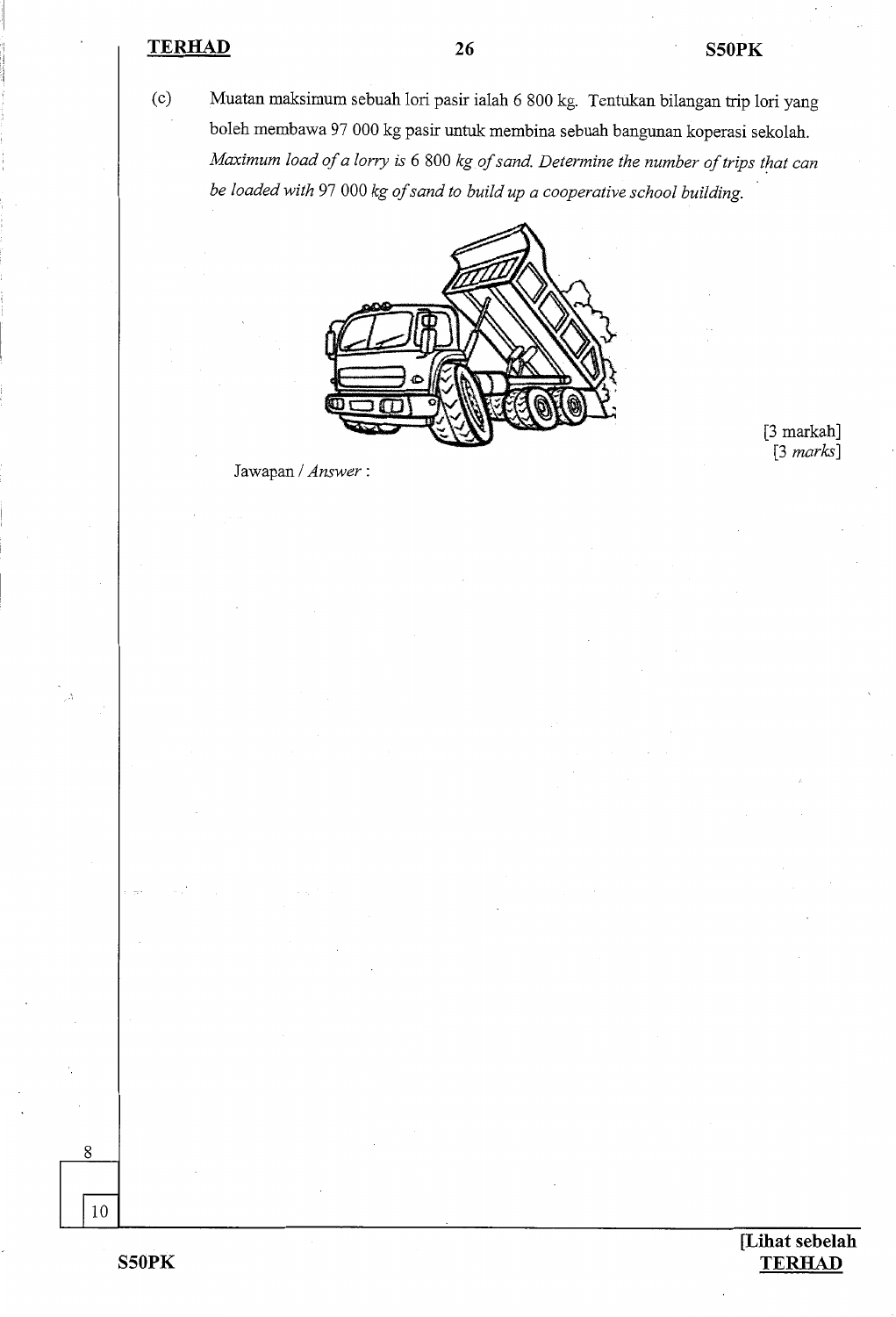(c) Muatan maksimum sebuah lori pasir ialah 6 800 kg. Tentukan bilangan trip lori yang boleh membawa 97 000 kg pasir untuk membina sebuah bangunan koperasi sekolah.
*Maximum load of a lorry is 6 800 kg of sand. Determine the number of trips that can be loaded with 97 000 kg of sand to build up a cooperative school building.*

[3 markah]
[3 *marks*]

Jawapan / *Answer* :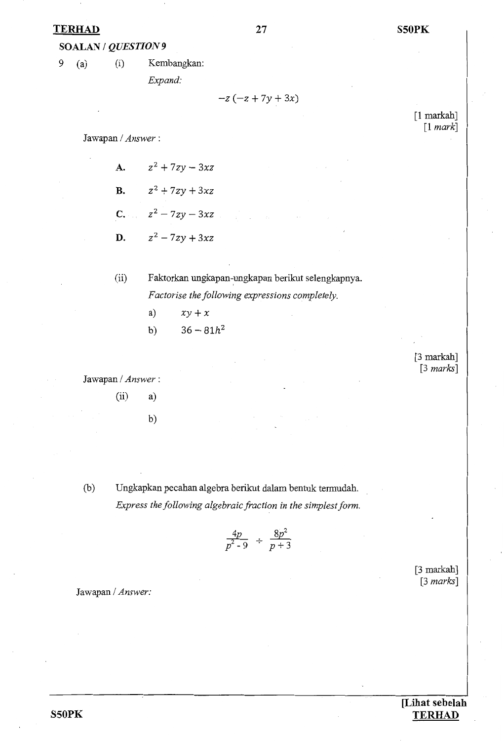**SOALAN / *QUESTION* 9**

9 (a) (i) Kembangkan:

*Expand:*

$$-z\,(-z + 7y + 3x)$$

[1 markah]
[1 *mark*]

Jawapan / *Answer* :

**A.** $z^2 + 7zy - 3xz$

**B.** $z^2 + 7zy + 3xz$

**C.** $z^2 - 7zy - 3xz$

**D.** $z^2 - 7zy + 3xz$

(ii) Faktorkan ungkapan-ungkapan berikut selengkapnya.

*Factorise the following expressions completely.*

a) $xy + x$

b) $36 - 81h^2$

[3 markah]
[3 *marks*]

Jawapan / *Answer* :

(ii) a)

b)

(b) Ungkapkan pecahan algebra berikut dalam bentuk termudah.

*Express the following algebraic fraction in the simplest form.*

$$\frac{4p}{p^2 - 9} \div \frac{8p^2}{p + 3}$$

[3 markah]
[3 *marks*]

Jawapan / *Answer:*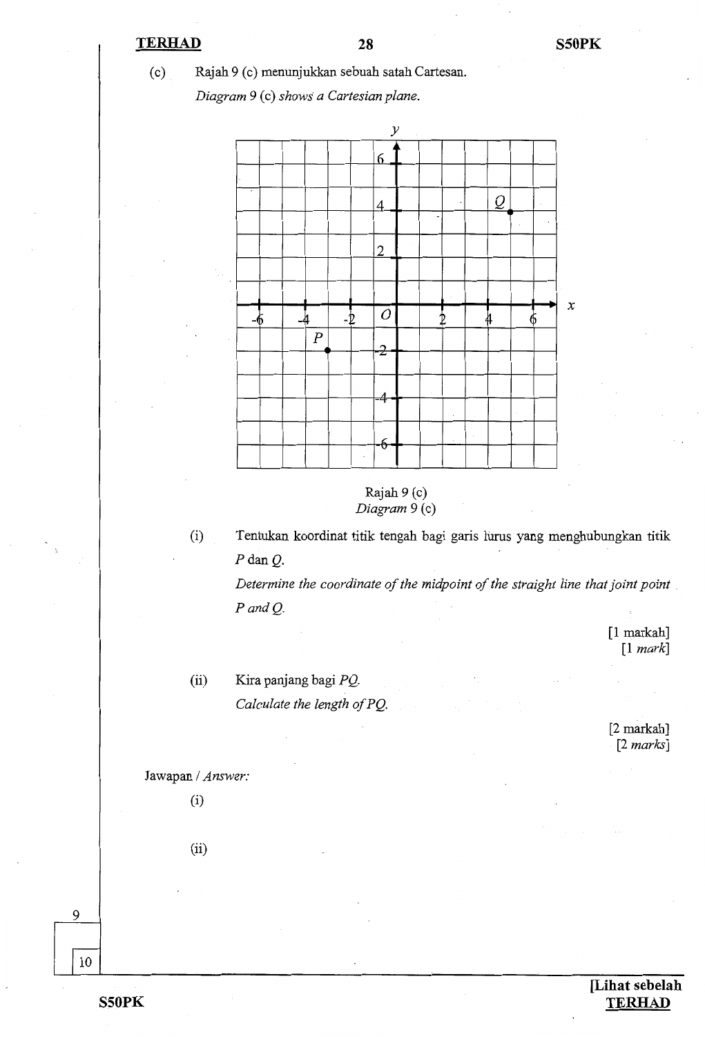(c) Rajah 9 (c) menunjukkan sebuah satah Cartesan.

*Diagram 9 (c) shows a Cartesian plane.*

Rajah 9 (c)
*Diagram 9 (c)*

(i) Tentukan koordinat titik tengah bagi garis lurus yang menghubungkan titik $P$ dan $Q$.

*Determine the coordinate of the midpoint of the straight line that joint point P and Q.*

[1 markah]
[1 *mark*]

(ii) Kira panjang bagi $PQ$.

*Calculate the length of PQ.*

[2 markah]
[2 *marks*]

Jawapan / *Answer:*

(i)

(ii)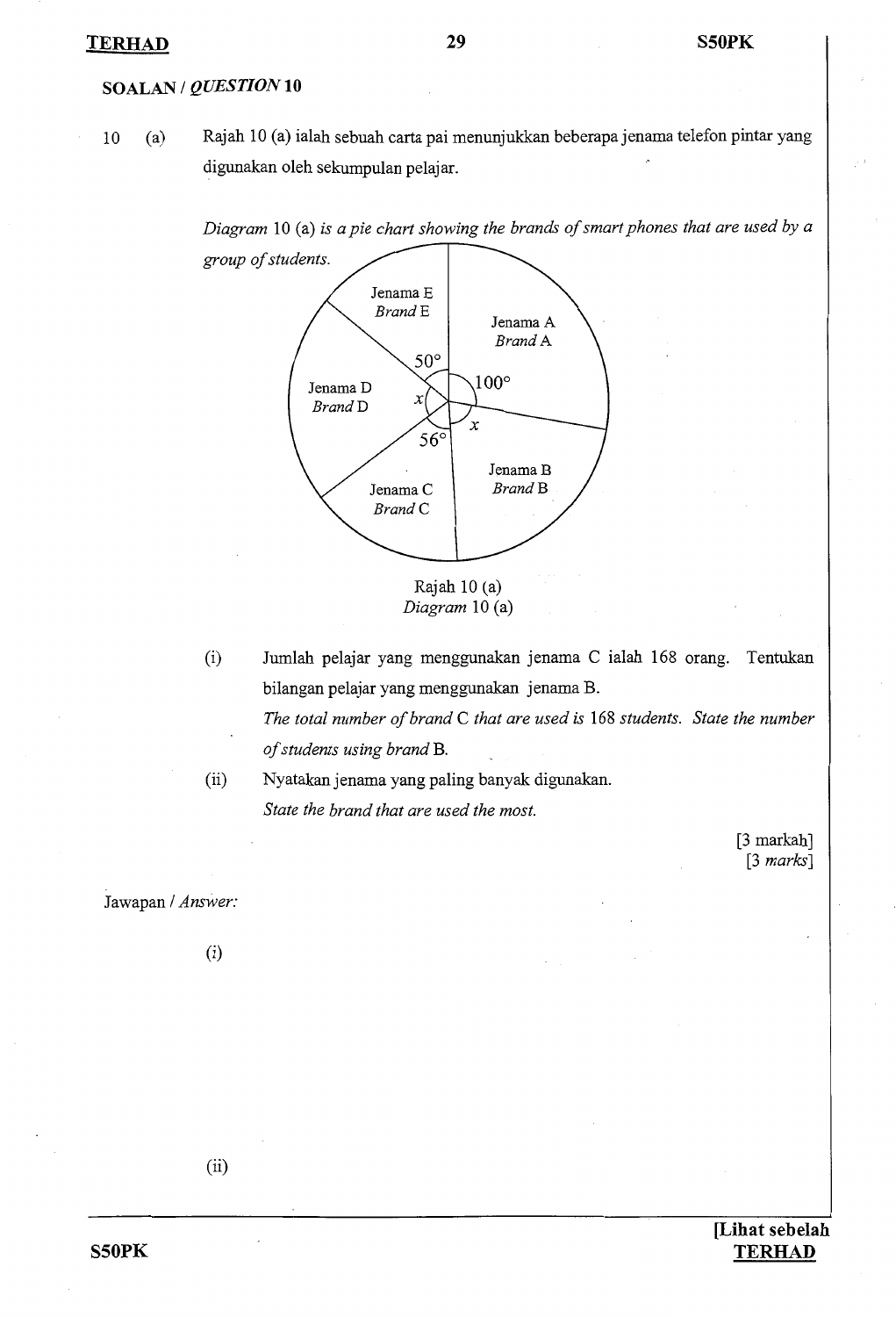## SOALAN / *QUESTION* 10

10 (a) Rajah 10 (a) ialah sebuah carta pai menunjukkan beberapa jenama telefon pintar yang digunakan oleh sekumpulan pelajar.

*Diagram* 10 (a) *is a pie chart showing the brands of smart phones that are used by a group of students.*

Jenama E
*Brand* E

Jenama A
*Brand* A

Jenama D
*Brand* D

Jenama C
*Brand* C

Jenama B
*Brand* B

$50°$

$100°$

$x$

$x$

$56°$

Rajah 10 (a)
*Diagram* 10 (a)

(i) Jumlah pelajar yang menggunakan jenama C ialah 168 orang. Tentukan bilangan pelajar yang menggunakan jenama B.

*The total number of brand* C *that are used is* 168 *students. State the number of students using brand* B.

(ii) Nyatakan jenama yang paling banyak digunakan.

*State the brand that are used the most.*

[3 markah]
[3 *marks*]

Jawapan / *Answer:*

(i)

(ii)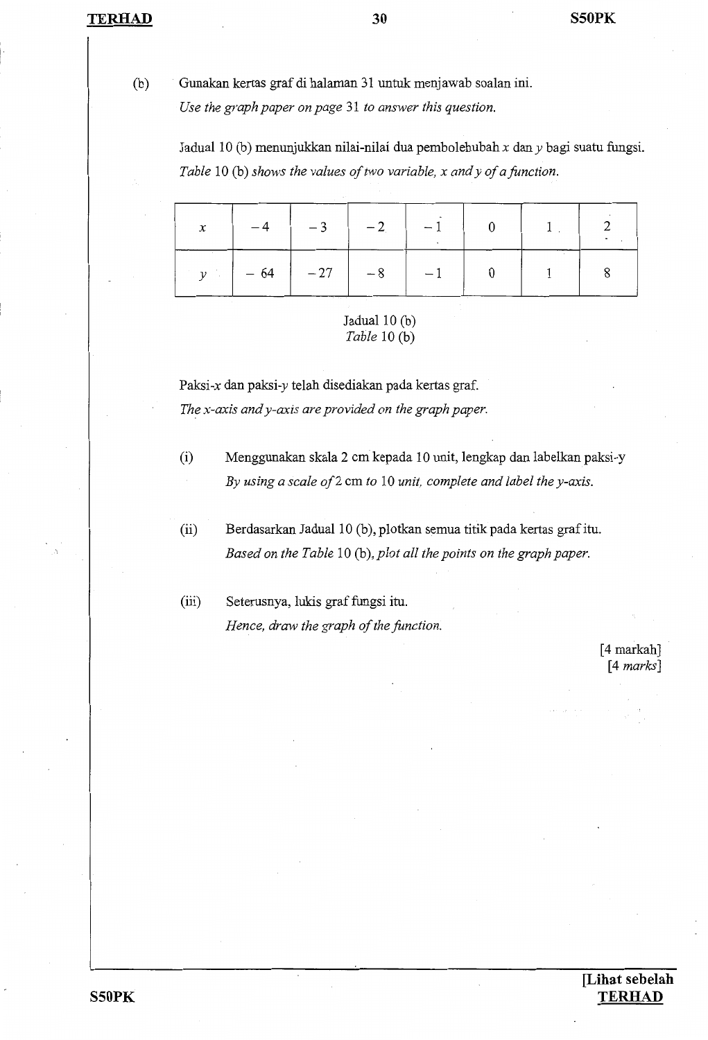(b) Gunakan kertas graf di halaman 31 untuk menjawab soalan ini.
*Use the graph paper on page 31 to answer this question.*

Jadual 10 (b) menunjukkan nilai-nilai dua pembolehubah $x$ dan $y$ bagi suatu fungsi.
*Table 10 (b) shows the values of two variable, $x$ and $y$ of a function.*

| $x$ | $-4$ | $-3$ | $-2$ | $-1$ | $0$ | $1$ | $2$ |
|---|---|---|---|---|---|---|---|
| $y$ | $-64$ | $-27$ | $-8$ | $-1$ | $0$ | $1$ | $8$ |

Jadual 10 (b)
*Table 10 (b)*

Paksi-$x$ dan paksi-$y$ telah disediakan pada kertas graf.
*The $x$-axis and $y$-axis are provided on the graph paper.*

(i) Menggunakan skala 2 cm kepada 10 unit, lengkap dan labelkan paksi-$y$
*By using a scale of 2 cm to 10 unit, complete and label the $y$-axis.*

(ii) Berdasarkan Jadual 10 (b), plotkan semua titik pada kertas graf itu.
*Based on the Table 10 (b), plot all the points on the graph paper.*

(iii) Seterusnya, lukis graf fungsi itu.
*Hence, draw the graph of the function.*

[4 markah]
[4 *marks*]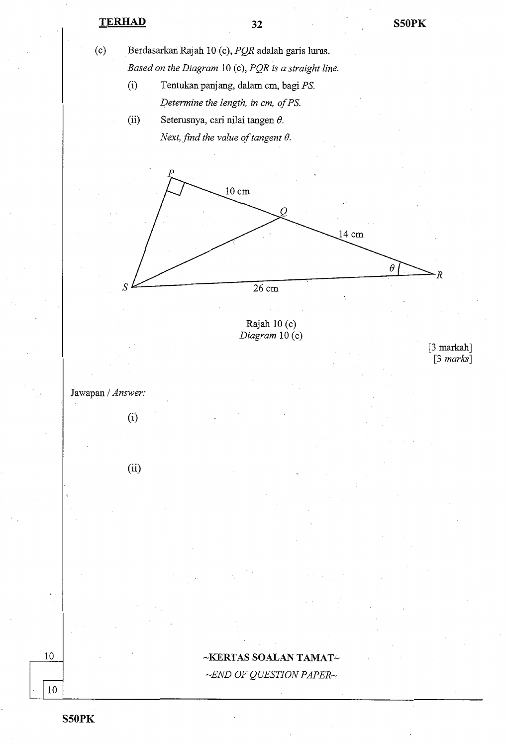(c) Berdasarkan Rajah 10 (c), $PQR$ adalah garis lurus.

*Based on the Diagram 10 (c), $PQR$ is a straight line.*

(i) Tentukan panjang, dalam cm, bagi $PS$.

*Determine the length, in cm, of $PS$.*

(ii) Seterusnya, cari nilai tangen $\theta$.

*Next, find the value of tangent $\theta$.*

Rajah 10 (c)

*Diagram 10 (c)*

[3 markah]
[3 *marks*]

Jawapan / *Answer:*

(i)

(ii)

~KERTAS SOALAN TAMAT~

*~END OF QUESTION PAPER~*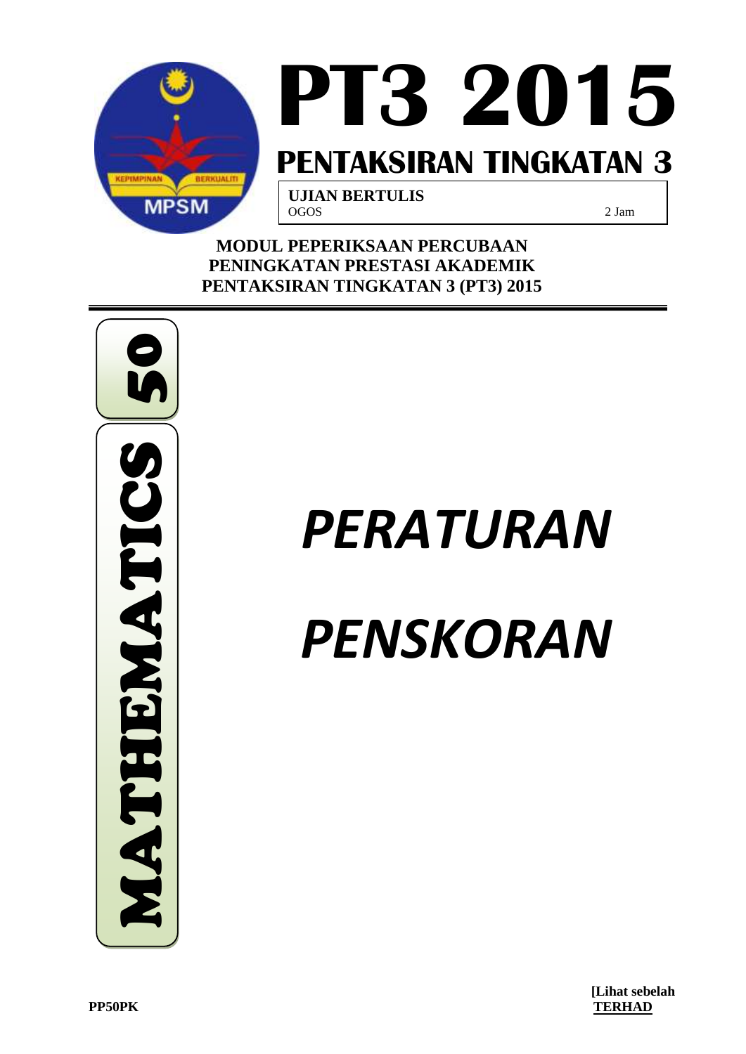# PT3 2015

## PENTAKSIRAN TINGKATAN 3

**UJIAN BERTULIS**
OGOS 2 Jam

**MODUL PEPERIKSAAN PERCUBAAN**
**PENINGKATAN PRESTASI AKADEMIK**
**PENTAKSIRAN TINGKATAN 3 (PT3) 2015**

**MATHEMATICS 50**

# *PERATURAN*

# *PENSKORAN*

**PP50PK**

**[Lihat sebelah**
**TERHAD**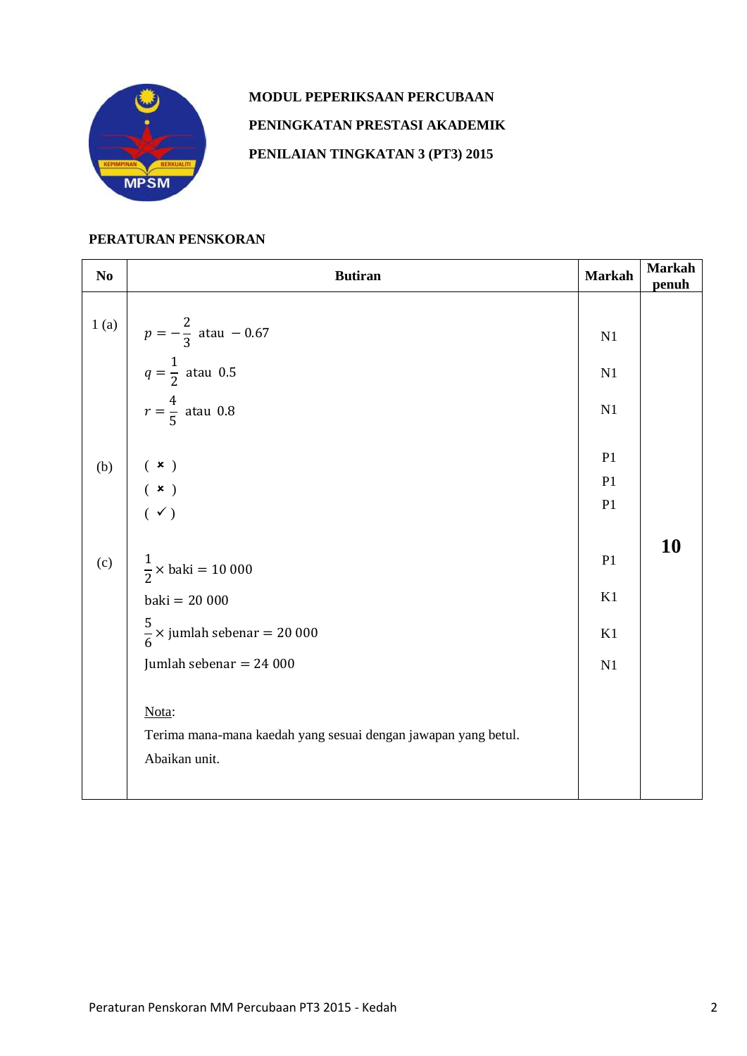**MODUL PEPERIKSAAN PERCUBAAN**

**PENINGKATAN PRESTASI AKADEMIK**

**PENILAIAN TINGKATAN 3 (PT3) 2015**

**PERATURAN PENSKORAN**

| No | Butiran | Markah | Markah penuh |
|---|---|---|---|
| 1 (a) | $p = -\frac{2}{3}$ atau $-0.67$ | N1 | |
| | $q = \frac{1}{2}$ atau $0.5$ | N1 | |
| | $r = \frac{4}{5}$ atau $0.8$ | N1 | |
| (b) | ( ✗ ) | P1 | |
| | ( ✗ ) | P1 | |
| | ( ✓ ) | P1 | |
| (c) | $\frac{1}{2} \times \text{baki} = 10\ 000$ | P1 | **10** |
| | $\text{baki} = 20\ 000$ | K1 | |
| | $\frac{5}{6} \times \text{jumlah sebenar} = 20\ 000$ | K1 | |
| | $\text{Jumlah sebenar} = 24\ 000$ | N1 | |
| | Nota: Terima mana-mana kaedah yang sesuai dengan jawapan yang betul. Abaikan unit. | | |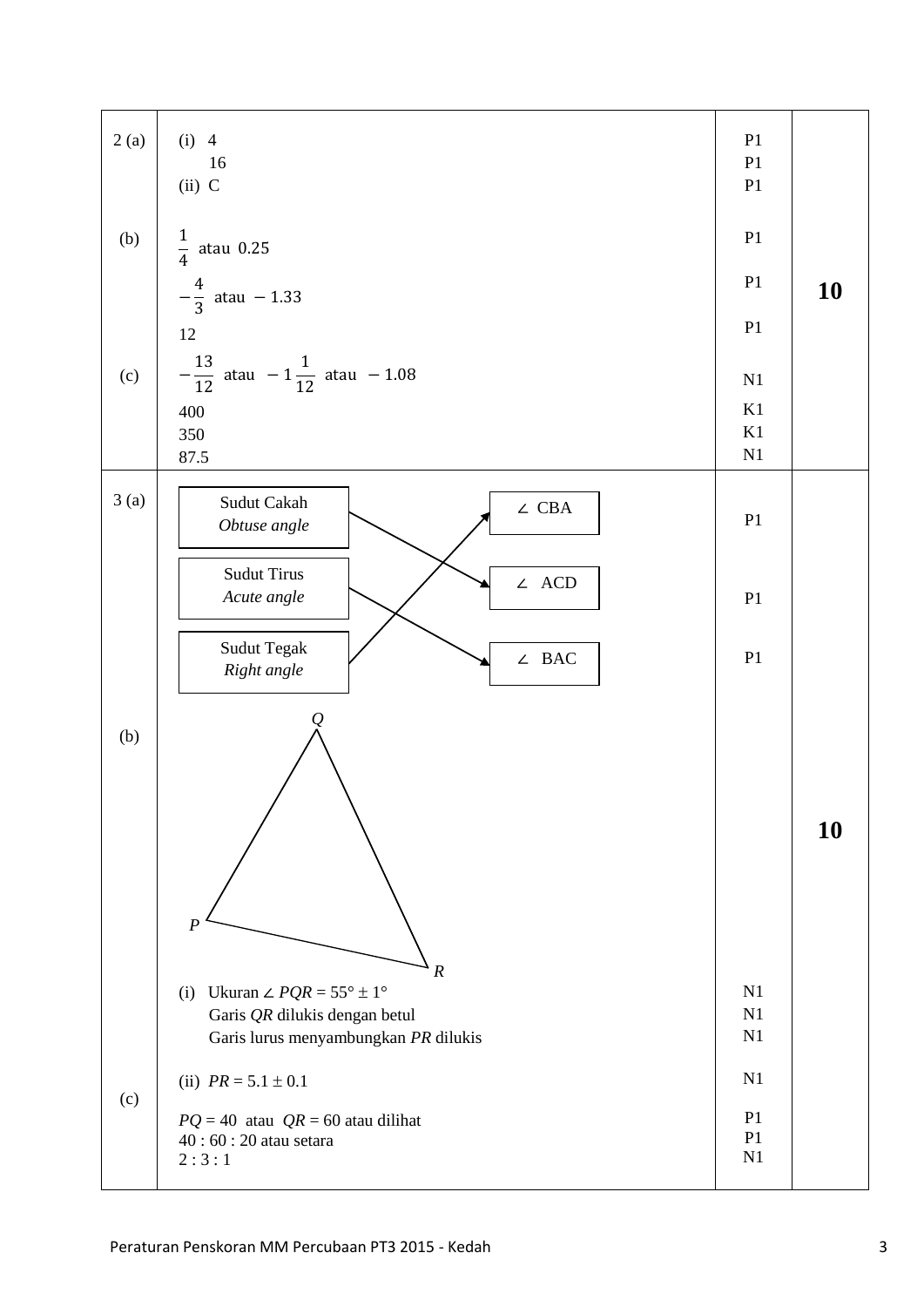| | | | |
|---|---|---|---|
| 2 (a) | (i) 4<br>16<br>(ii) C | P1<br>P1<br>P1 | |
| (b) | $\frac{1}{4}$ atau 0.25<br>$-\frac{4}{3}$ atau $-1.33$<br>12 | P1<br>P1<br>P1 | **10** |
| (c) | $-\frac{13}{12}$ atau $-1\frac{1}{12}$ atau $-1.08$<br>400<br>350<br>87.5 | N1<br>K1<br>K1<br>N1 | |
| 3 (a) | Sudut Cakah *Obtuse angle* → ∠ ACD<br>Sudut Tirus *Acute angle* → ∠ BAC<br>Sudut Tegak *Right angle* → ∠ CBA | P1<br>P1<br>P1 | |
| (b) | (Triangle PQR drawn)<br>(i) Ukuran ∠ $PQR = 55° \pm 1°$<br>Garis $QR$ dilukis dengan betul<br>Garis lurus menyambungkan $PR$ dilukis<br>(ii) $PR = 5.1 \pm 0.1$ | N1<br>N1<br>N1<br>N1 | **10** |
| (c) | $PQ = 40$ atau $QR = 60$ atau dilihat<br>40 : 60 : 20 atau setara<br>2 : 3 : 1 | P1<br>P1<br>N1 | |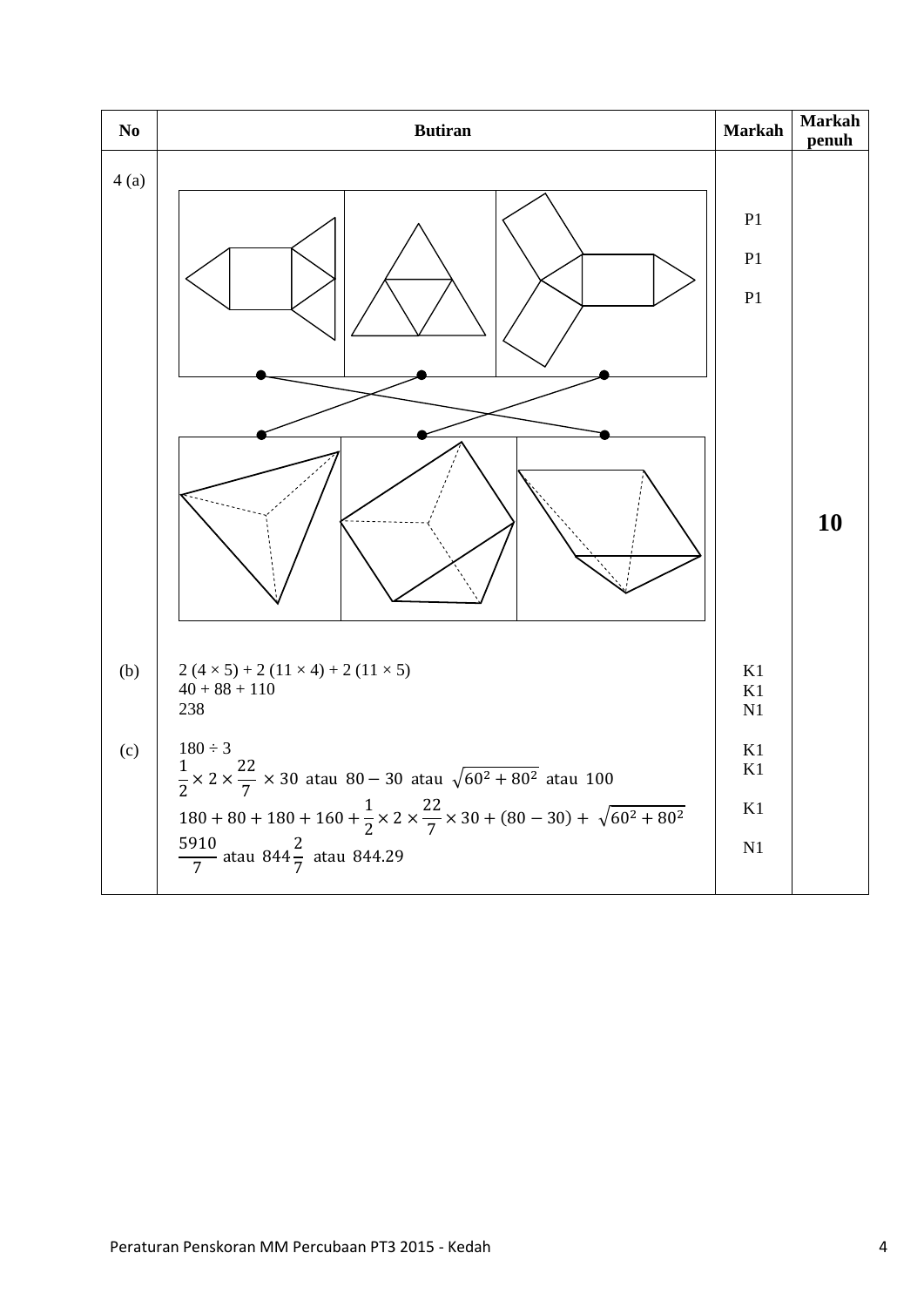| No | Butiran | Markah | Markah penuh |
|---|---|---|---|
| 4 (a) | | P1<br>P1<br>P1 | 10 |
| (b) | 2 (4 × 5) + 2 (11 × 4) + 2 (11 × 5)<br>40 + 88 + 110<br>238 | K1<br>K1<br>N1 | |
| (c) | 180 ÷ 3<br>$\frac{1}{2} \times 2 \times \frac{22}{7} \times 30$ atau $80 - 30$ atau $\sqrt{60^2 + 80^2}$ atau $100$<br>$180 + 80 + 180 + 160 + \frac{1}{2} \times 2 \times \frac{22}{7} \times 30 + (80 - 30) + \sqrt{60^2 + 80^2}$<br>$\frac{5910}{7}$ atau $844\frac{2}{7}$ atau $844.29$ | K1<br>K1<br>K1<br>N1 | |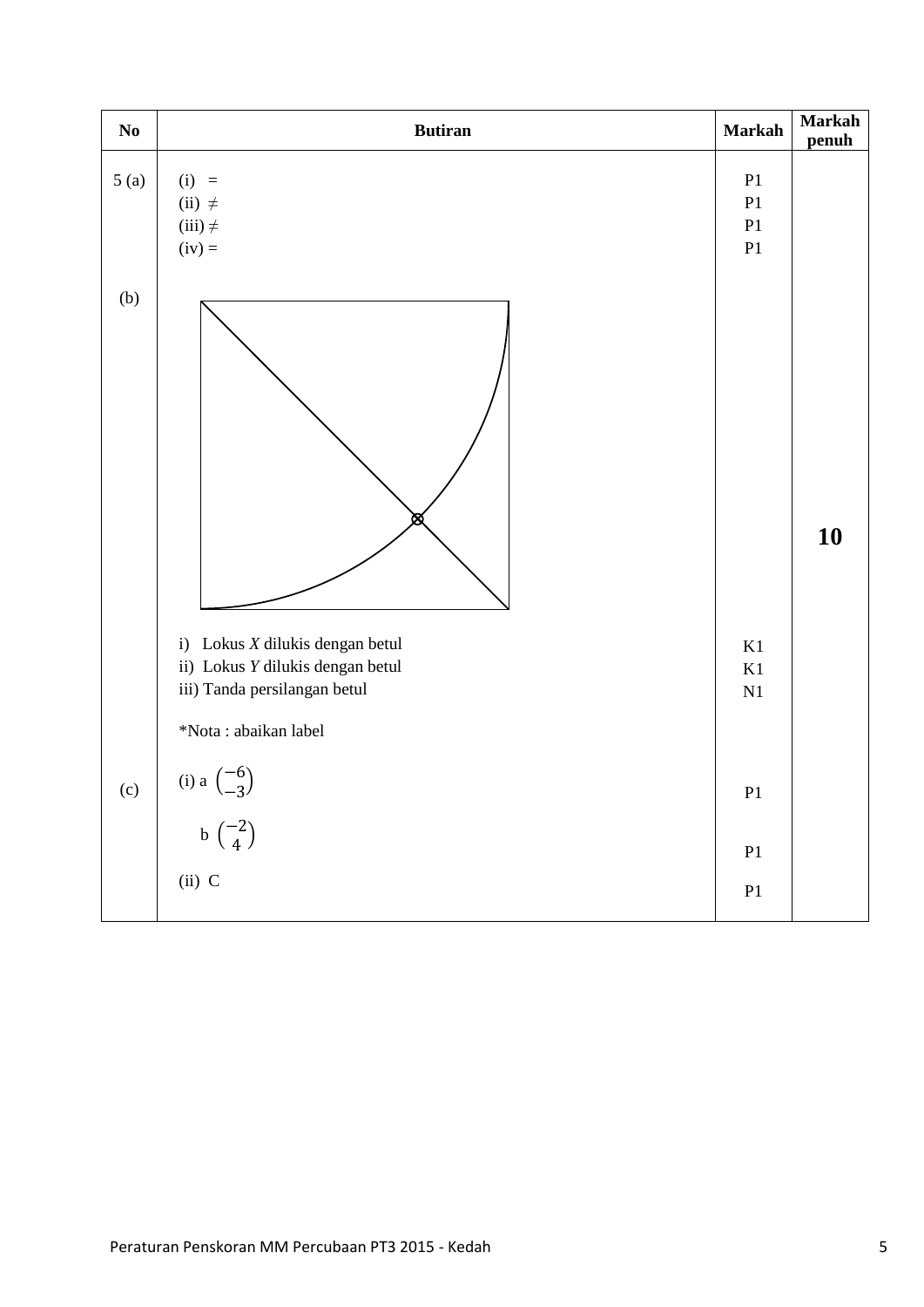| No | Butiran | Markah | Markah penuh |
|---|---|---|---|
| 5 (a) | (i) = | P1 | |
| | (ii) ≠ | P1 | |
| | (iii) ≠ | P1 | |
| | (iv) = | P1 | |
| (b) | i) Lokus *X* dilukis dengan betul | K1 | 10 |
| | ii) Lokus *Y* dilukis dengan betul | K1 | |
| | iii) Tanda persilangan betul | N1 | |
| | *Nota : abaikan label | | |
| (c) | (i) a $\begin{pmatrix} -6 \\ -3 \end{pmatrix}$ | P1 | |
| | b $\begin{pmatrix} -2 \\ 4 \end{pmatrix}$ | P1 | |
| | (ii) C | P1 | |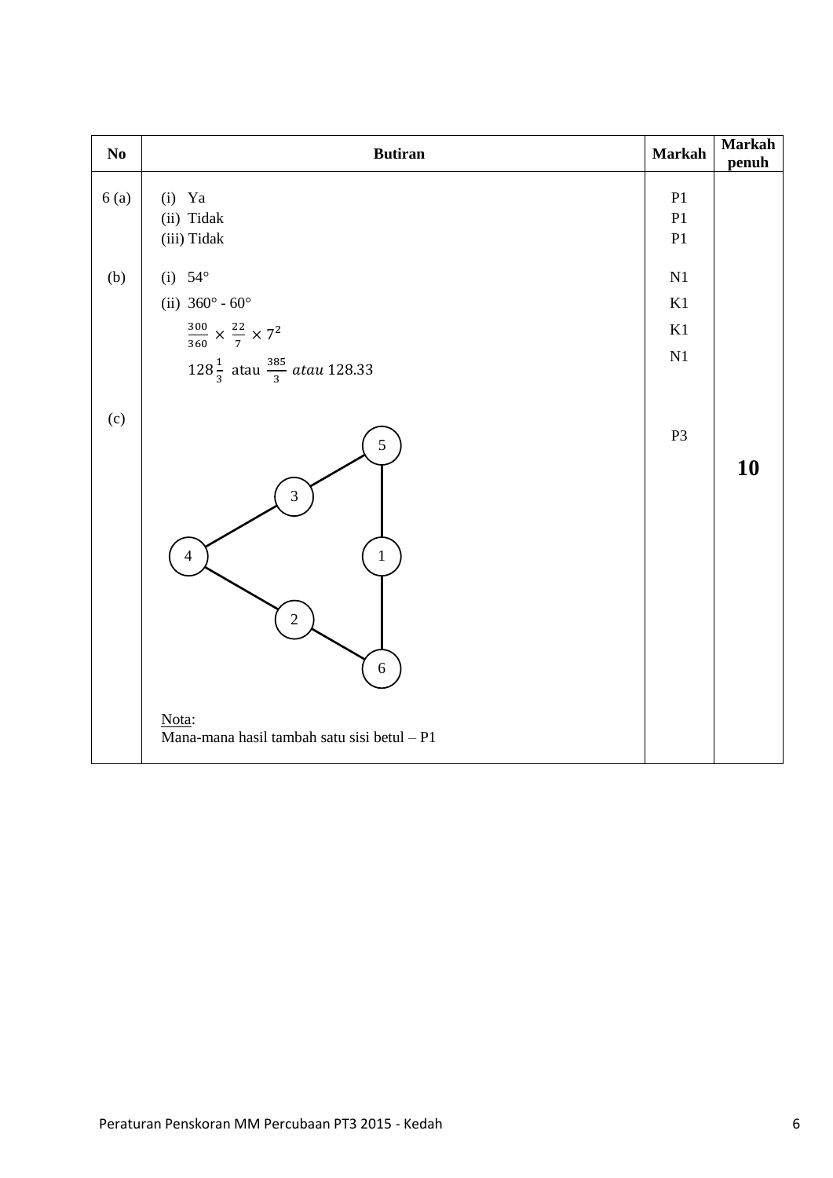| No | Butiran | Markah | Markah penuh |
|---|---|---|---|
| 6 (a) | (i) Ya<br>(ii) Tidak<br>(iii) Tidak | P1<br>P1<br>P1 | |
| (b) | (i) $54°$<br>(ii) $360° - 60°$<br>$\frac{300}{360} \times \frac{22}{7} \times 7^2$<br>$128\frac{1}{3}$ atau $\frac{385}{3}$ *atau* $128.33$ | N1<br>K1<br>K1<br>N1 | |
| (c) | Triangle arrangement: corners 5 (top), 4 (left), 6 (bottom); sides 5–3–4, 4–2–6, 5–1–6<br><br>Nota:<br>Mana-mana hasil tambah satu sisi betul – P1 | P3 | **10** |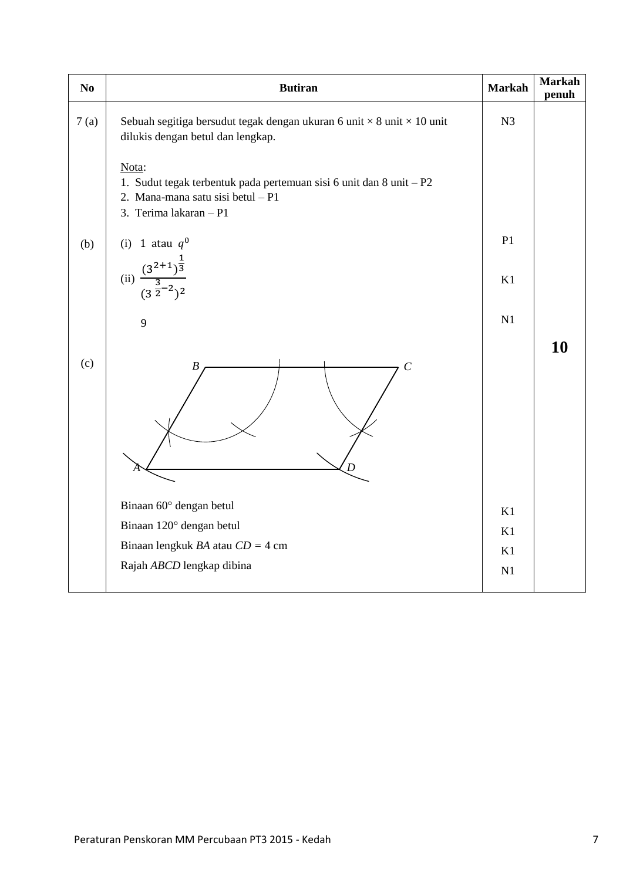| No | Butiran | Markah | Markah penuh |
|---|---|---|---|
| 7 (a) | Sebuah segitiga bersudut tegak dengan ukuran 6 unit × 8 unit × 10 unit dilukis dengan betul dan lengkap.<br><br>Nota:<br>1. Sudut tegak terbentuk pada pertemuan sisi 6 unit dan 8 unit – P2<br>2. Mana-mana satu sisi betul – P1<br>3. Terima lakaran – P1 | N3 | **10** |
| (b) | (i) 1 atau $q^0$ | P1 | |
| | (ii) $\dfrac{(3^{2+1})^{\frac{1}{3}}}{(3^{\frac{3}{2}-2})^2}$ | K1 | |
| | 9 | N1 | |
| (c) | B, C, A, D (rajah binaan ABCD)<br><br>Binaan 60° dengan betul | K1 | |
| | Binaan 120° dengan betul | K1 | |
| | Binaan lengkuk *BA* atau *CD* = 4 cm | K1 | |
| | Rajah *ABCD* lengkap dibina | N1 | |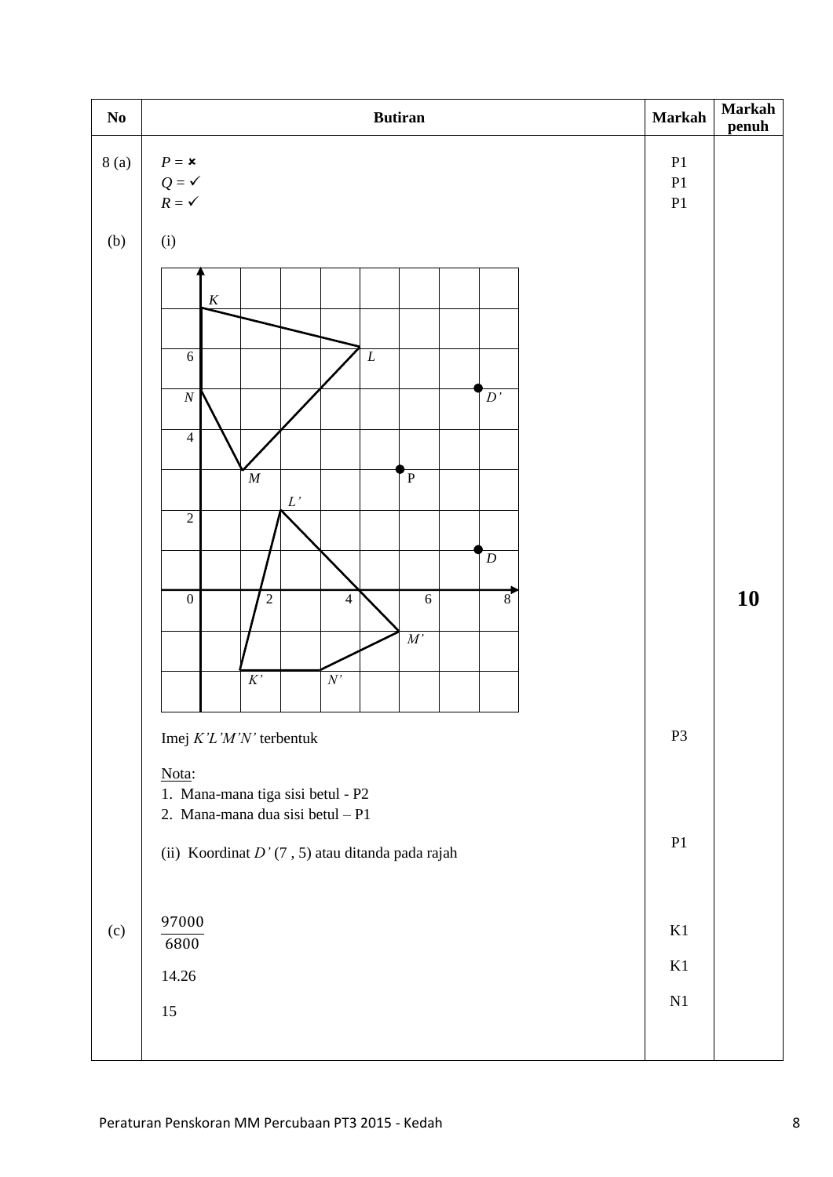| No | Butiran | Markah | Markah penuh |
|---|---|---|---|
| 8 (a) | $P$ = ✗ | P1 | |
| | $Q$ = ✓ | P1 | |
| | $R$ = ✓ | P1 | |
| (b) | (i) | | |
| | Imej $K'L'M'N'$ terbentuk | P3 | |
| | Nota:<br>1. Mana-mana tiga sisi betul - P2<br>2. Mana-mana dua sisi betul – P1 | | |
| | (ii) Koordinat $D'$ (7 , 5) atau ditanda pada rajah | P1 | 10 |
| (c) | $\frac{97000}{6800}$ | K1 | |
| | 14.26 | K1 | |
| | 15 | N1 | |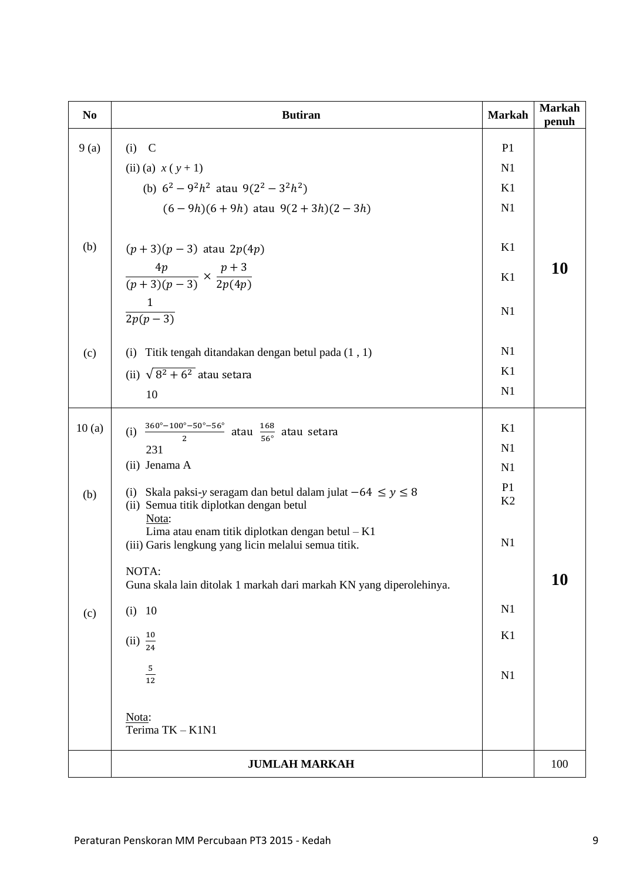| No | Butiran | Markah | Markah penuh |
|---|---|---|---|
| 9 (a) | (i) C | P1 | 10 |
| | (ii) (a) $x(y+1)$ | N1 | |
| | (b) $6^2 - 9^2h^2$ atau $9(2^2 - 3^2h^2)$ | K1 | |
| | $(6-9h)(6+9h)$ atau $9(2+3h)(2-3h)$ | N1 | |
| (b) | $(p+3)(p-3)$ atau $2p(4p)$ | K1 | |
| | $\dfrac{4p}{(p+3)(p-3)} \times \dfrac{p+3}{2p(4p)}$ | K1 | |
| | $\dfrac{1}{2p(p-3)}$ | N1 | |
| (c) | (i) Titik tengah ditandakan dengan betul pada (1 , 1) | N1 | |
| | (ii) $\sqrt{8^2 + 6^2}$ atau setara | K1 | |
| | 10 | N1 | |
| 10 (a) | (i) $\frac{360° - 100° - 50° - 56°}{2}$ atau $\frac{168}{56°}$ atau setara | K1 | 10 |
| | 231 | N1 | |
| | (ii) Jenama A | N1 | |
| (b) | (i) Skala paksi-$y$ seragam dan betul dalam julat $-64 \leq y \leq 8$ | P1 | |
| | (ii) Semua titik diplotkan dengan betul<br>Nota:<br>Lima atau enam titik diplotkan dengan betul – K1 | K2 | |
| | (iii) Garis lengkung yang licin melalui semua titik. | N1 | |
| | NOTA:<br>Guna skala lain ditolak 1 markah dari markah KN yang diperolehinya. | | |
| (c) | (i) 10 | N1 | |
| | (ii) $\frac{10}{24}$ | K1 | |
| | $\frac{5}{12}$ | N1 | |
| | Nota:<br>Terima TK – K1N1 | | |
| | **JUMLAH MARKAH** | | 100 |

Peraturan Penskoran MM Percubaan PT3 2015 - Kedah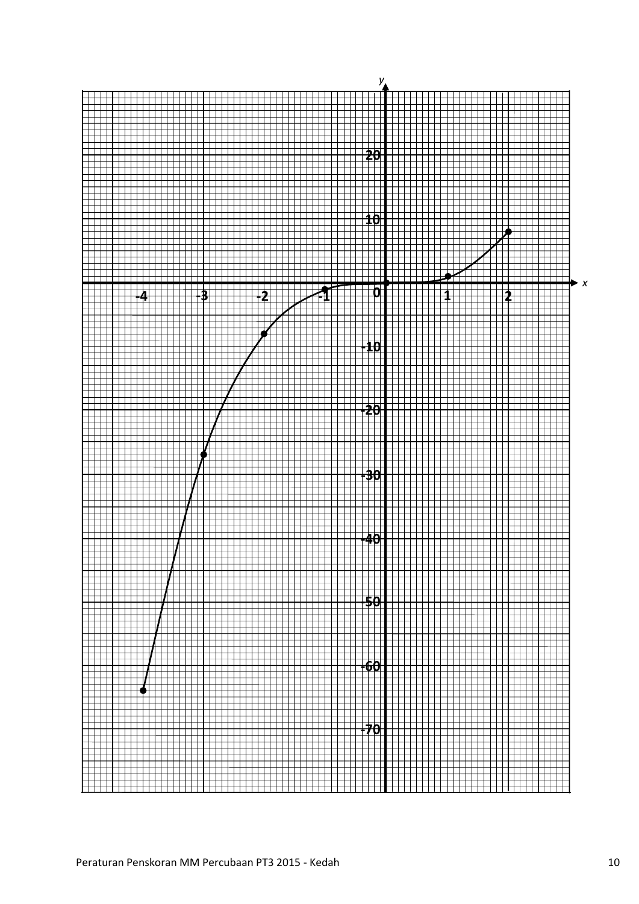y

x

20

10

0

-10

-20

-30

-40

-50

-60

-70

-4

-3

-2

-1

1

2